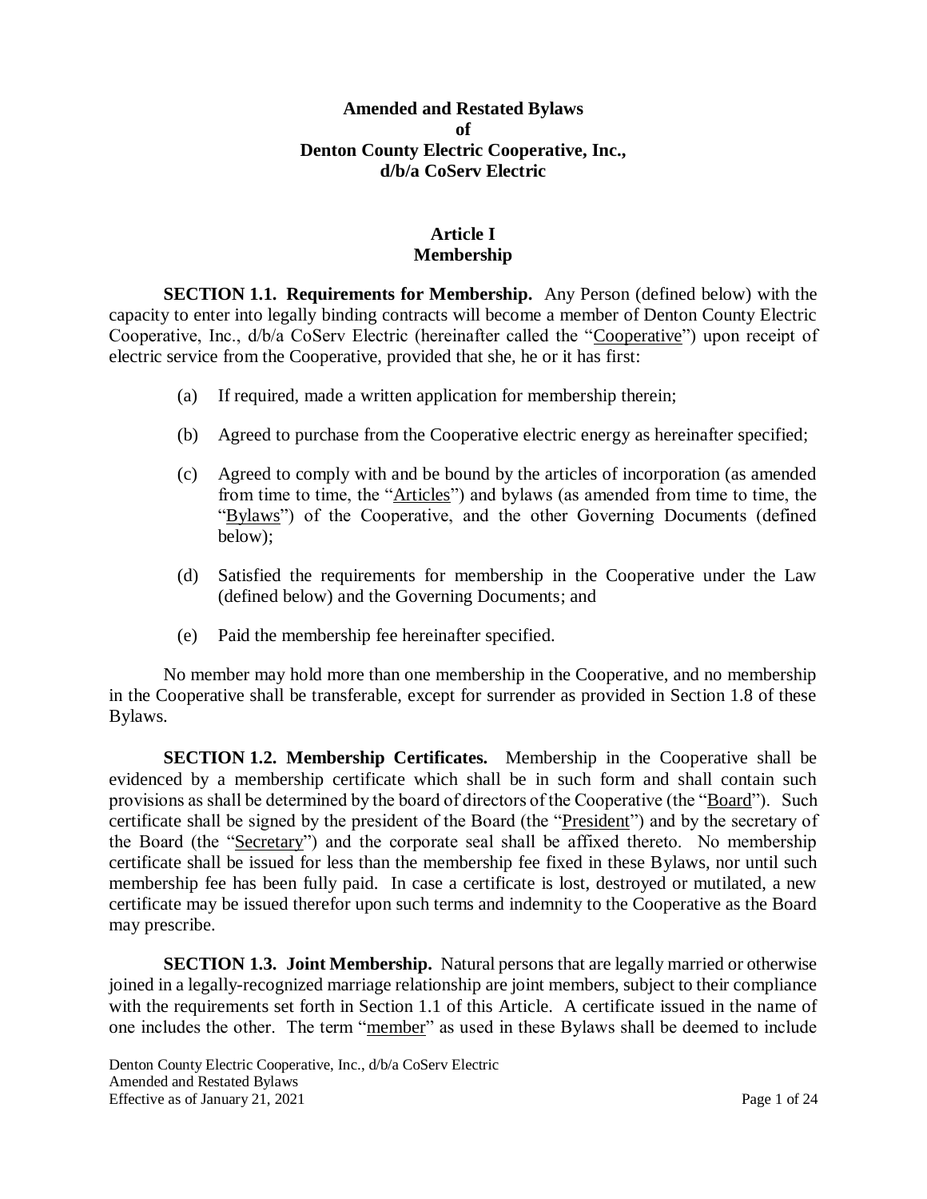# Amended and Restated Bylaws of Denton County Electric Cooperative, Inc., d/b/a CoServ Electric

## Article I
## Membership

**SECTION 1.1. Requirements for Membership.** Any Person (defined below) with the capacity to enter into legally binding contracts will become a member of Denton County Electric Cooperative, Inc., d/b/a CoServ Electric (hereinafter called the "Cooperative") upon receipt of electric service from the Cooperative, provided that she, he or it has first:

(a) If required, made a written application for membership therein;

(b) Agreed to purchase from the Cooperative electric energy as hereinafter specified;

(c) Agreed to comply with and be bound by the articles of incorporation (as amended from time to time, the "Articles") and bylaws (as amended from time to time, the "Bylaws") of the Cooperative, and the other Governing Documents (defined below);

(d) Satisfied the requirements for membership in the Cooperative under the Law (defined below) and the Governing Documents; and

(e) Paid the membership fee hereinafter specified.

No member may hold more than one membership in the Cooperative, and no membership in the Cooperative shall be transferable, except for surrender as provided in Section 1.8 of these Bylaws.

**SECTION 1.2. Membership Certificates.** Membership in the Cooperative shall be evidenced by a membership certificate which shall be in such form and shall contain such provisions as shall be determined by the board of directors of the Cooperative (the "Board"). Such certificate shall be signed by the president of the Board (the "President") and by the secretary of the Board (the "Secretary") and the corporate seal shall be affixed thereto. No membership certificate shall be issued for less than the membership fee fixed in these Bylaws, nor until such membership fee has been fully paid. In case a certificate is lost, destroyed or mutilated, a new certificate may be issued therefor upon such terms and indemnity to the Cooperative as the Board may prescribe.

**SECTION 1.3. Joint Membership.** Natural persons that are legally married or otherwise joined in a legally-recognized marriage relationship are joint members, subject to their compliance with the requirements set forth in Section 1.1 of this Article. A certificate issued in the name of one includes the other. The term "member" as used in these Bylaws shall be deemed to include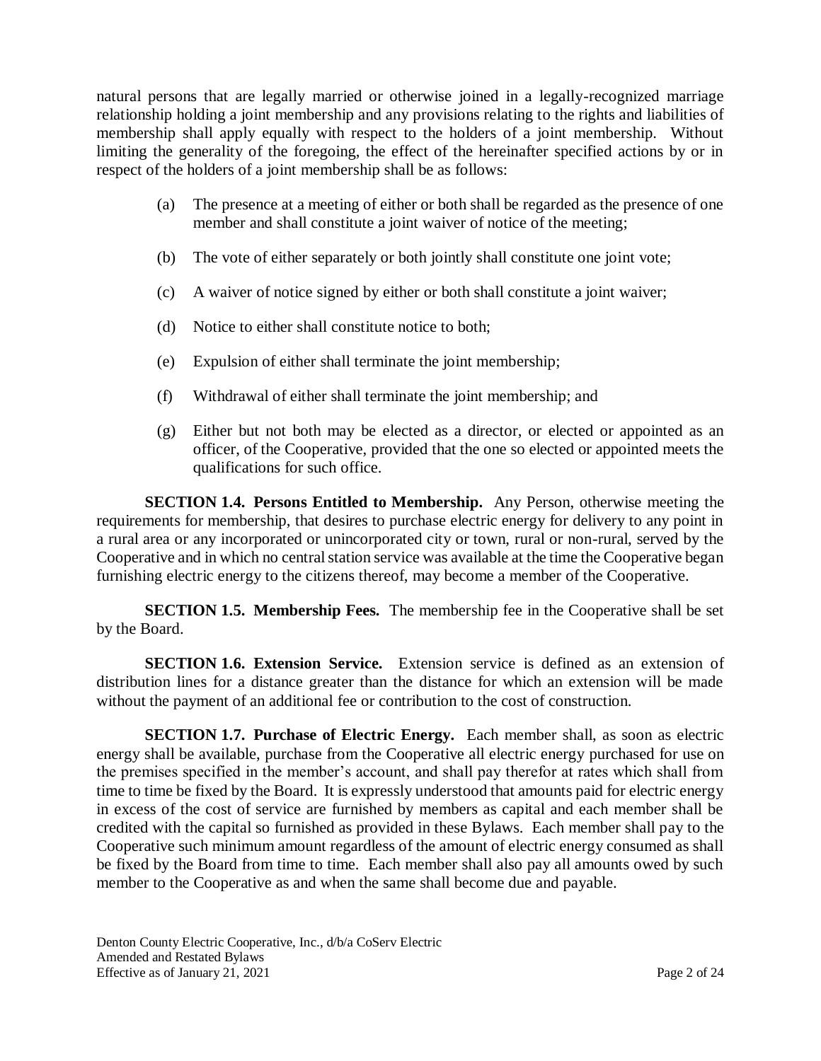natural persons that are legally married or otherwise joined in a legally-recognized marriage relationship holding a joint membership and any provisions relating to the rights and liabilities of membership shall apply equally with respect to the holders of a joint membership. Without limiting the generality of the foregoing, the effect of the hereinafter specified actions by or in respect of the holders of a joint membership shall be as follows:

(a) The presence at a meeting of either or both shall be regarded as the presence of one member and shall constitute a joint waiver of notice of the meeting;

(b) The vote of either separately or both jointly shall constitute one joint vote;

(c) A waiver of notice signed by either or both shall constitute a joint waiver;

(d) Notice to either shall constitute notice to both;

(e) Expulsion of either shall terminate the joint membership;

(f) Withdrawal of either shall terminate the joint membership; and

(g) Either but not both may be elected as a director, or elected or appointed as an officer, of the Cooperative, provided that the one so elected or appointed meets the qualifications for such office.

**SECTION 1.4. Persons Entitled to Membership.** Any Person, otherwise meeting the requirements for membership, that desires to purchase electric energy for delivery to any point in a rural area or any incorporated or unincorporated city or town, rural or non-rural, served by the Cooperative and in which no central station service was available at the time the Cooperative began furnishing electric energy to the citizens thereof, may become a member of the Cooperative.

**SECTION 1.5. Membership Fees.** The membership fee in the Cooperative shall be set by the Board.

**SECTION 1.6. Extension Service.** Extension service is defined as an extension of distribution lines for a distance greater than the distance for which an extension will be made without the payment of an additional fee or contribution to the cost of construction.

**SECTION 1.7. Purchase of Electric Energy.** Each member shall, as soon as electric energy shall be available, purchase from the Cooperative all electric energy purchased for use on the premises specified in the member's account, and shall pay therefor at rates which shall from time to time be fixed by the Board. It is expressly understood that amounts paid for electric energy in excess of the cost of service are furnished by members as capital and each member shall be credited with the capital so furnished as provided in these Bylaws. Each member shall pay to the Cooperative such minimum amount regardless of the amount of electric energy consumed as shall be fixed by the Board from time to time. Each member shall also pay all amounts owed by such member to the Cooperative as and when the same shall become due and payable.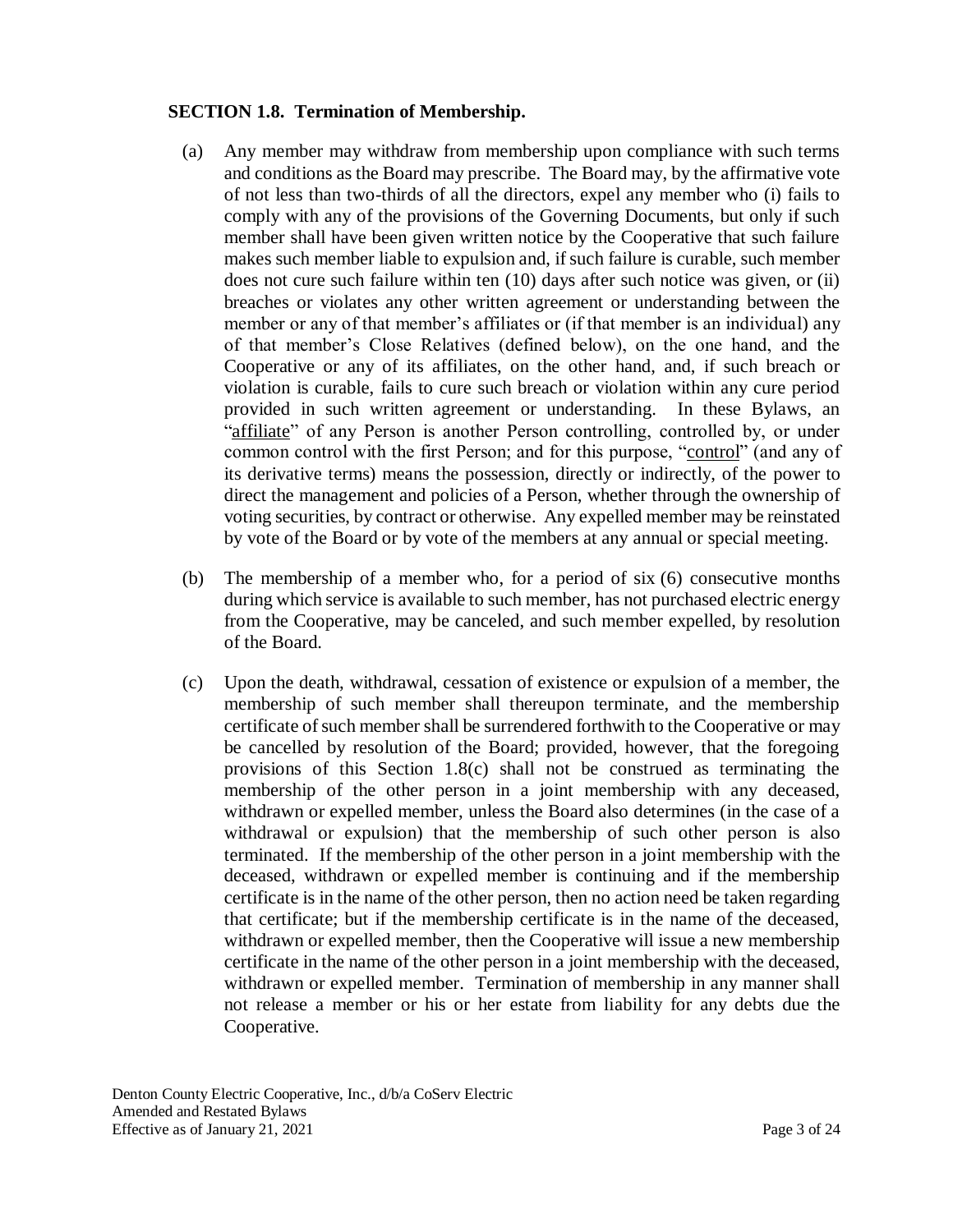**SECTION 1.8. Termination of Membership.**

(a) Any member may withdraw from membership upon compliance with such terms and conditions as the Board may prescribe. The Board may, by the affirmative vote of not less than two-thirds of all the directors, expel any member who (i) fails to comply with any of the provisions of the Governing Documents, but only if such member shall have been given written notice by the Cooperative that such failure makes such member liable to expulsion and, if such failure is curable, such member does not cure such failure within ten (10) days after such notice was given, or (ii) breaches or violates any other written agreement or understanding between the member or any of that member's affiliates or (if that member is an individual) any of that member's Close Relatives (defined below), on the one hand, and the Cooperative or any of its affiliates, on the other hand, and, if such breach or violation is curable, fails to cure such breach or violation within any cure period provided in such written agreement or understanding. In these Bylaws, an "affiliate" of any Person is another Person controlling, controlled by, or under common control with the first Person; and for this purpose, "control" (and any of its derivative terms) means the possession, directly or indirectly, of the power to direct the management and policies of a Person, whether through the ownership of voting securities, by contract or otherwise. Any expelled member may be reinstated by vote of the Board or by vote of the members at any annual or special meeting.

(b) The membership of a member who, for a period of six (6) consecutive months during which service is available to such member, has not purchased electric energy from the Cooperative, may be canceled, and such member expelled, by resolution of the Board.

(c) Upon the death, withdrawal, cessation of existence or expulsion of a member, the membership of such member shall thereupon terminate, and the membership certificate of such member shall be surrendered forthwith to the Cooperative or may be cancelled by resolution of the Board; provided, however, that the foregoing provisions of this Section 1.8(c) shall not be construed as terminating the membership of the other person in a joint membership with any deceased, withdrawn or expelled member, unless the Board also determines (in the case of a withdrawal or expulsion) that the membership of such other person is also terminated. If the membership of the other person in a joint membership with the deceased, withdrawn or expelled member is continuing and if the membership certificate is in the name of the other person, then no action need be taken regarding that certificate; but if the membership certificate is in the name of the deceased, withdrawn or expelled member, then the Cooperative will issue a new membership certificate in the name of the other person in a joint membership with the deceased, withdrawn or expelled member. Termination of membership in any manner shall not release a member or his or her estate from liability for any debts due the Cooperative.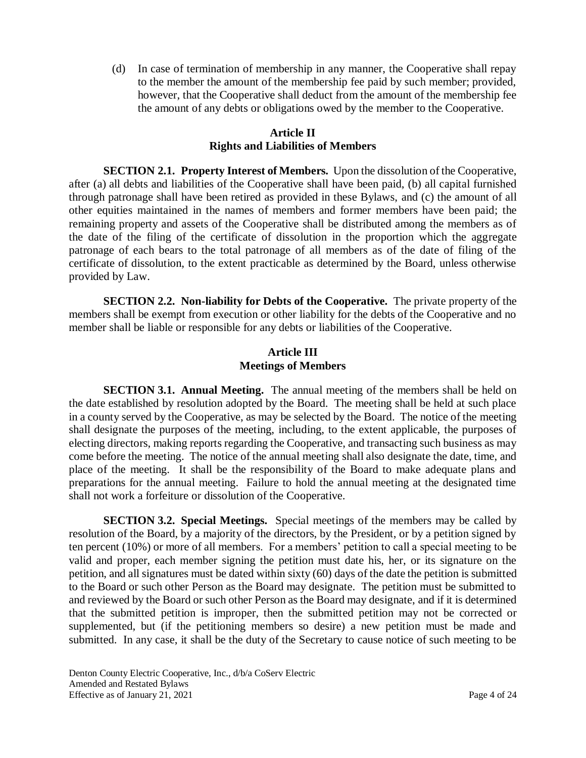(d) In case of termination of membership in any manner, the Cooperative shall repay to the member the amount of the membership fee paid by such member; provided, however, that the Cooperative shall deduct from the amount of the membership fee the amount of any debts or obligations owed by the member to the Cooperative.

## Article II
## Rights and Liabilities of Members

**SECTION 2.1. Property Interest of Members.** Upon the dissolution of the Cooperative, after (a) all debts and liabilities of the Cooperative shall have been paid, (b) all capital furnished through patronage shall have been retired as provided in these Bylaws, and (c) the amount of all other equities maintained in the names of members and former members have been paid; the remaining property and assets of the Cooperative shall be distributed among the members as of the date of the filing of the certificate of dissolution in the proportion which the aggregate patronage of each bears to the total patronage of all members as of the date of filing of the certificate of dissolution, to the extent practicable as determined by the Board, unless otherwise provided by Law.

**SECTION 2.2. Non-liability for Debts of the Cooperative.** The private property of the members shall be exempt from execution or other liability for the debts of the Cooperative and no member shall be liable or responsible for any debts or liabilities of the Cooperative.

## Article III
## Meetings of Members

**SECTION 3.1. Annual Meeting.** The annual meeting of the members shall be held on the date established by resolution adopted by the Board. The meeting shall be held at such place in a county served by the Cooperative, as may be selected by the Board. The notice of the meeting shall designate the purposes of the meeting, including, to the extent applicable, the purposes of electing directors, making reports regarding the Cooperative, and transacting such business as may come before the meeting. The notice of the annual meeting shall also designate the date, time, and place of the meeting. It shall be the responsibility of the Board to make adequate plans and preparations for the annual meeting. Failure to hold the annual meeting at the designated time shall not work a forfeiture or dissolution of the Cooperative.

**SECTION 3.2. Special Meetings.** Special meetings of the members may be called by resolution of the Board, by a majority of the directors, by the President, or by a petition signed by ten percent (10%) or more of all members. For a members' petition to call a special meeting to be valid and proper, each member signing the petition must date his, her, or its signature on the petition, and all signatures must be dated within sixty (60) days of the date the petition is submitted to the Board or such other Person as the Board may designate. The petition must be submitted to and reviewed by the Board or such other Person as the Board may designate, and if it is determined that the submitted petition is improper, then the submitted petition may not be corrected or supplemented, but (if the petitioning members so desire) a new petition must be made and submitted. In any case, it shall be the duty of the Secretary to cause notice of such meeting to be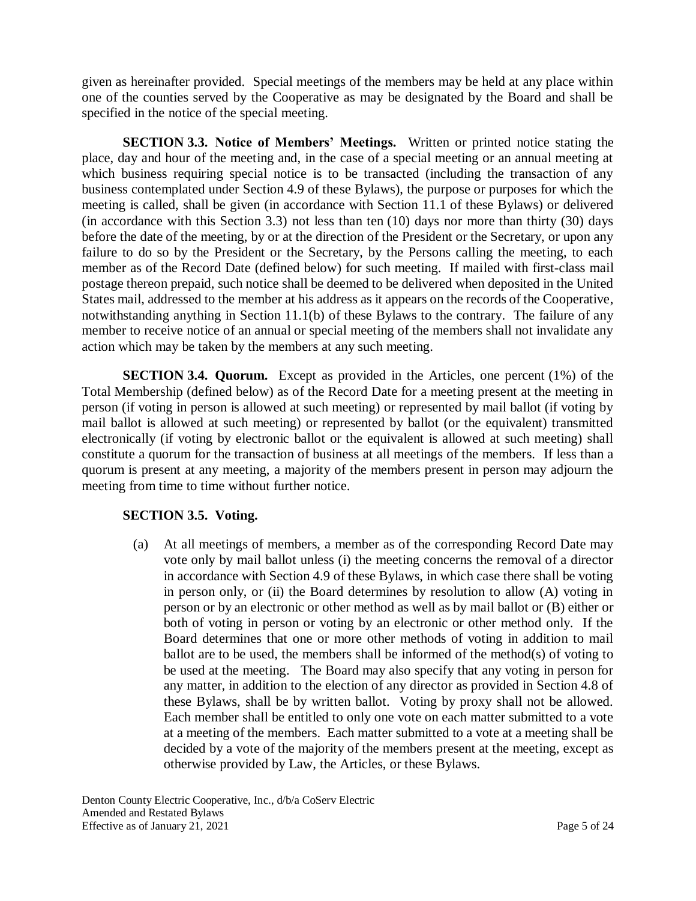given as hereinafter provided. Special meetings of the members may be held at any place within one of the counties served by the Cooperative as may be designated by the Board and shall be specified in the notice of the special meeting.

**SECTION 3.3. Notice of Members' Meetings.** Written or printed notice stating the place, day and hour of the meeting and, in the case of a special meeting or an annual meeting at which business requiring special notice is to be transacted (including the transaction of any business contemplated under Section 4.9 of these Bylaws), the purpose or purposes for which the meeting is called, shall be given (in accordance with Section 11.1 of these Bylaws) or delivered (in accordance with this Section 3.3) not less than ten (10) days nor more than thirty (30) days before the date of the meeting, by or at the direction of the President or the Secretary, or upon any failure to do so by the President or the Secretary, by the Persons calling the meeting, to each member as of the Record Date (defined below) for such meeting. If mailed with first-class mail postage thereon prepaid, such notice shall be deemed to be delivered when deposited in the United States mail, addressed to the member at his address as it appears on the records of the Cooperative, notwithstanding anything in Section 11.1(b) of these Bylaws to the contrary. The failure of any member to receive notice of an annual or special meeting of the members shall not invalidate any action which may be taken by the members at any such meeting.

**SECTION 3.4. Quorum.** Except as provided in the Articles, one percent (1%) of the Total Membership (defined below) as of the Record Date for a meeting present at the meeting in person (if voting in person is allowed at such meeting) or represented by mail ballot (if voting by mail ballot is allowed at such meeting) or represented by ballot (or the equivalent) transmitted electronically (if voting by electronic ballot or the equivalent is allowed at such meeting) shall constitute a quorum for the transaction of business at all meetings of the members. If less than a quorum is present at any meeting, a majority of the members present in person may adjourn the meeting from time to time without further notice.

**SECTION 3.5. Voting.**

(a) At all meetings of members, a member as of the corresponding Record Date may vote only by mail ballot unless (i) the meeting concerns the removal of a director in accordance with Section 4.9 of these Bylaws, in which case there shall be voting in person only, or (ii) the Board determines by resolution to allow (A) voting in person or by an electronic or other method as well as by mail ballot or (B) either or both of voting in person or voting by an electronic or other method only. If the Board determines that one or more other methods of voting in addition to mail ballot are to be used, the members shall be informed of the method(s) of voting to be used at the meeting. The Board may also specify that any voting in person for any matter, in addition to the election of any director as provided in Section 4.8 of these Bylaws, shall be by written ballot. Voting by proxy shall not be allowed. Each member shall be entitled to only one vote on each matter submitted to a vote at a meeting of the members. Each matter submitted to a vote at a meeting shall be decided by a vote of the majority of the members present at the meeting, except as otherwise provided by Law, the Articles, or these Bylaws.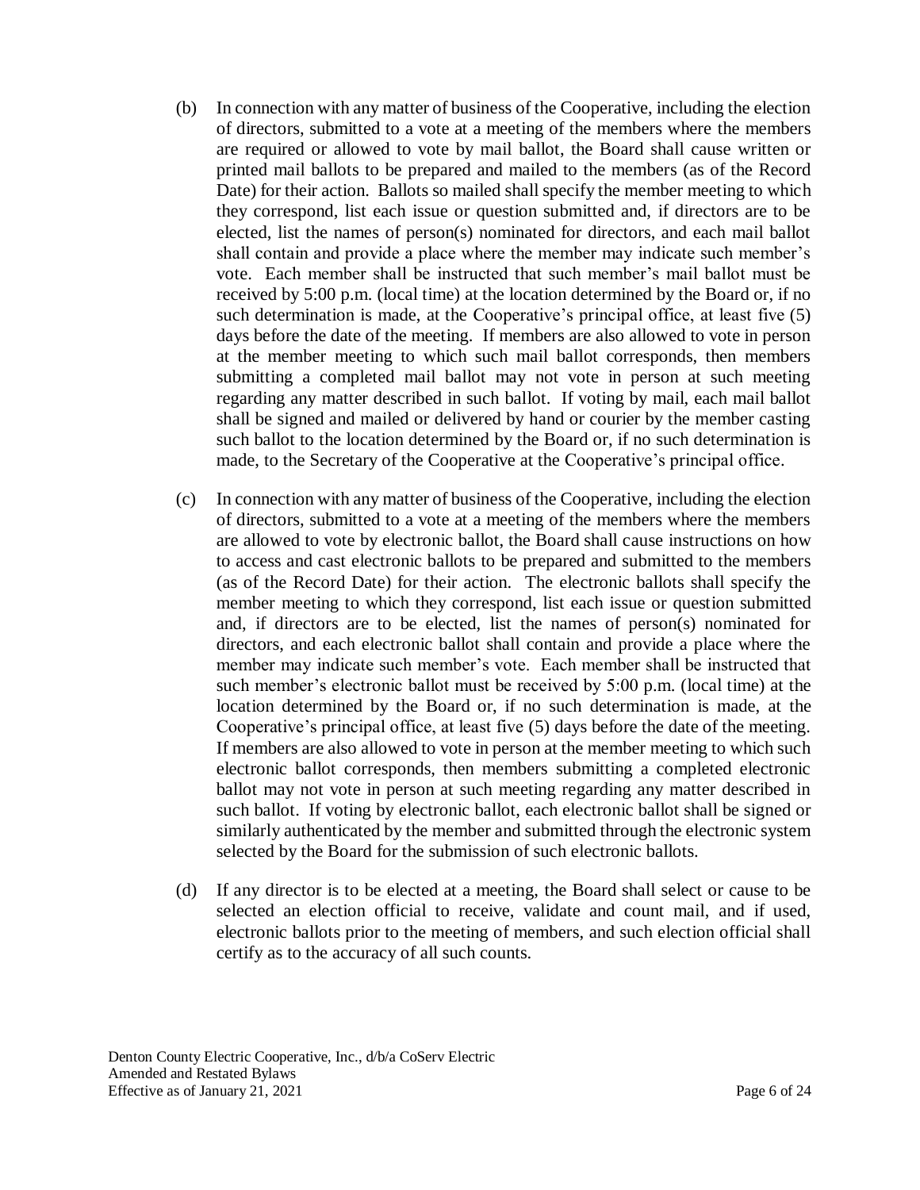(b) In connection with any matter of business of the Cooperative, including the election of directors, submitted to a vote at a meeting of the members where the members are required or allowed to vote by mail ballot, the Board shall cause written or printed mail ballots to be prepared and mailed to the members (as of the Record Date) for their action. Ballots so mailed shall specify the member meeting to which they correspond, list each issue or question submitted and, if directors are to be elected, list the names of person(s) nominated for directors, and each mail ballot shall contain and provide a place where the member may indicate such member's vote. Each member shall be instructed that such member's mail ballot must be received by 5:00 p.m. (local time) at the location determined by the Board or, if no such determination is made, at the Cooperative's principal office, at least five (5) days before the date of the meeting. If members are also allowed to vote in person at the member meeting to which such mail ballot corresponds, then members submitting a completed mail ballot may not vote in person at such meeting regarding any matter described in such ballot. If voting by mail, each mail ballot shall be signed and mailed or delivered by hand or courier by the member casting such ballot to the location determined by the Board or, if no such determination is made, to the Secretary of the Cooperative at the Cooperative's principal office.

(c) In connection with any matter of business of the Cooperative, including the election of directors, submitted to a vote at a meeting of the members where the members are allowed to vote by electronic ballot, the Board shall cause instructions on how to access and cast electronic ballots to be prepared and submitted to the members (as of the Record Date) for their action. The electronic ballots shall specify the member meeting to which they correspond, list each issue or question submitted and, if directors are to be elected, list the names of person(s) nominated for directors, and each electronic ballot shall contain and provide a place where the member may indicate such member's vote. Each member shall be instructed that such member's electronic ballot must be received by 5:00 p.m. (local time) at the location determined by the Board or, if no such determination is made, at the Cooperative's principal office, at least five (5) days before the date of the meeting. If members are also allowed to vote in person at the member meeting to which such electronic ballot corresponds, then members submitting a completed electronic ballot may not vote in person at such meeting regarding any matter described in such ballot. If voting by electronic ballot, each electronic ballot shall be signed or similarly authenticated by the member and submitted through the electronic system selected by the Board for the submission of such electronic ballots.

(d) If any director is to be elected at a meeting, the Board shall select or cause to be selected an election official to receive, validate and count mail, and if used, electronic ballots prior to the meeting of members, and such election official shall certify as to the accuracy of all such counts.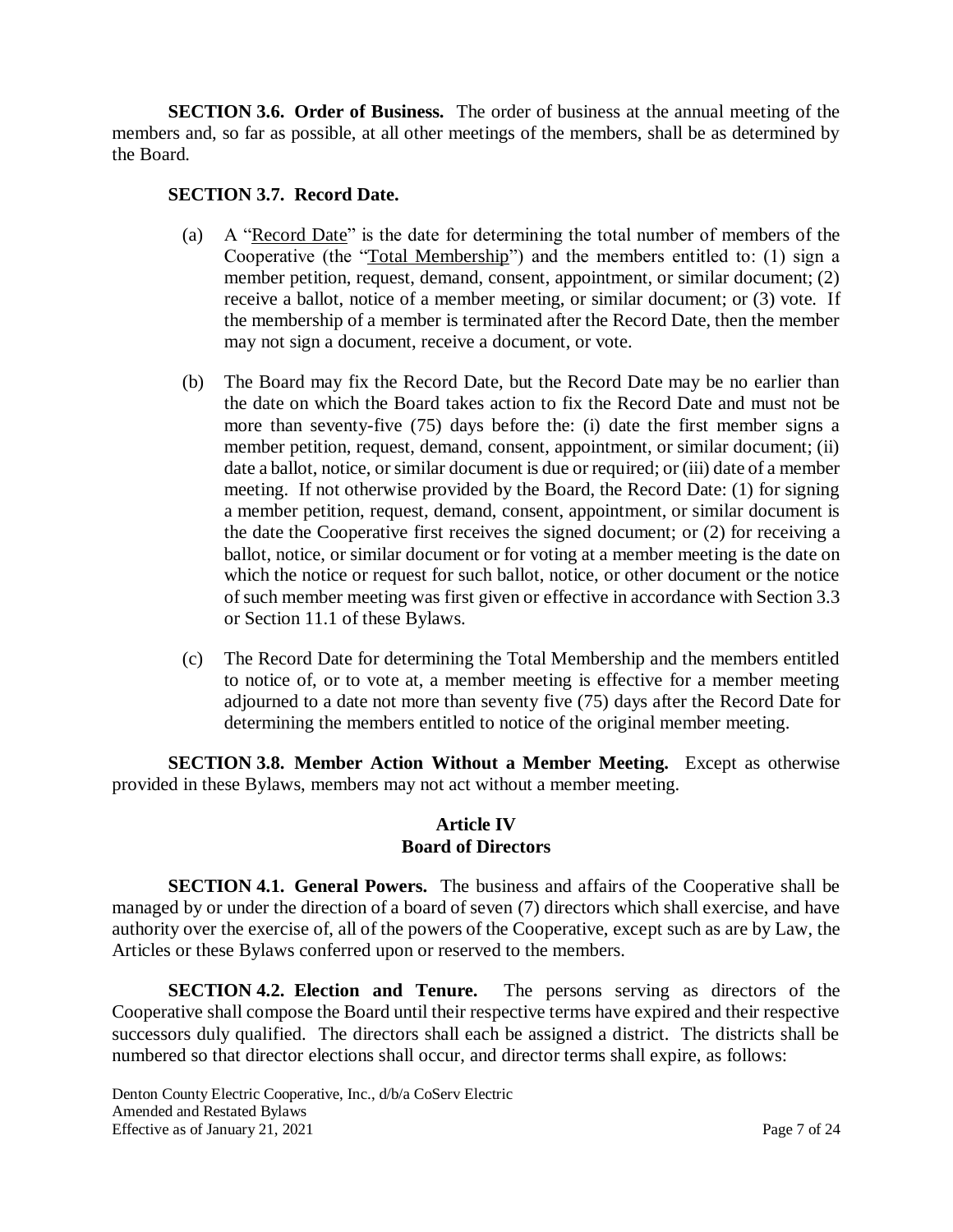**SECTION 3.6. Order of Business.** The order of business at the annual meeting of the members and, so far as possible, at all other meetings of the members, shall be as determined by the Board.

**SECTION 3.7. Record Date.**

(a) A "Record Date" is the date for determining the total number of members of the Cooperative (the "Total Membership") and the members entitled to: (1) sign a member petition, request, demand, consent, appointment, or similar document; (2) receive a ballot, notice of a member meeting, or similar document; or (3) vote. If the membership of a member is terminated after the Record Date, then the member may not sign a document, receive a document, or vote.

(b) The Board may fix the Record Date, but the Record Date may be no earlier than the date on which the Board takes action to fix the Record Date and must not be more than seventy-five (75) days before the: (i) date the first member signs a member petition, request, demand, consent, appointment, or similar document; (ii) date a ballot, notice, or similar document is due or required; or (iii) date of a member meeting. If not otherwise provided by the Board, the Record Date: (1) for signing a member petition, request, demand, consent, appointment, or similar document is the date the Cooperative first receives the signed document; or (2) for receiving a ballot, notice, or similar document or for voting at a member meeting is the date on which the notice or request for such ballot, notice, or other document or the notice of such member meeting was first given or effective in accordance with Section 3.3 or Section 11.1 of these Bylaws.

(c) The Record Date for determining the Total Membership and the members entitled to notice of, or to vote at, a member meeting is effective for a member meeting adjourned to a date not more than seventy five (75) days after the Record Date for determining the members entitled to notice of the original member meeting.

**SECTION 3.8. Member Action Without a Member Meeting.** Except as otherwise provided in these Bylaws, members may not act without a member meeting.

## Article IV
## Board of Directors

**SECTION 4.1. General Powers.** The business and affairs of the Cooperative shall be managed by or under the direction of a board of seven (7) directors which shall exercise, and have authority over the exercise of, all of the powers of the Cooperative, except such as are by Law, the Articles or these Bylaws conferred upon or reserved to the members.

**SECTION 4.2. Election and Tenure.** The persons serving as directors of the Cooperative shall compose the Board until their respective terms have expired and their respective successors duly qualified. The directors shall each be assigned a district. The districts shall be numbered so that director elections shall occur, and director terms shall expire, as follows: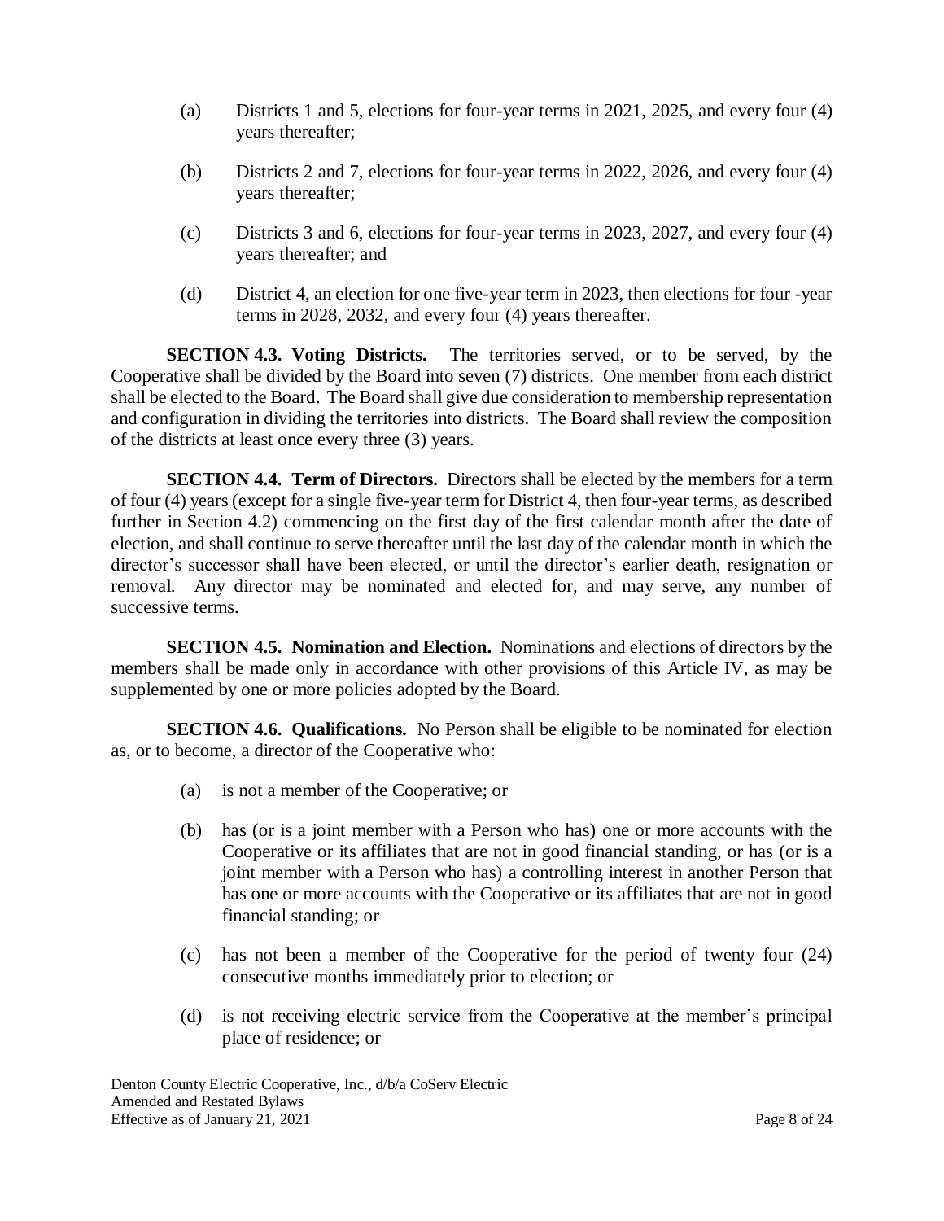(a) Districts 1 and 5, elections for four-year terms in 2021, 2025, and every four (4) years thereafter;

(b) Districts 2 and 7, elections for four-year terms in 2022, 2026, and every four (4) years thereafter;

(c) Districts 3 and 6, elections for four-year terms in 2023, 2027, and every four (4) years thereafter; and

(d) District 4, an election for one five-year term in 2023, then elections for four -year terms in 2028, 2032, and every four (4) years thereafter.

**SECTION 4.3. Voting Districts.** The territories served, or to be served, by the Cooperative shall be divided by the Board into seven (7) districts. One member from each district shall be elected to the Board. The Board shall give due consideration to membership representation and configuration in dividing the territories into districts. The Board shall review the composition of the districts at least once every three (3) years.

**SECTION 4.4. Term of Directors.** Directors shall be elected by the members for a term of four (4) years (except for a single five-year term for District 4, then four-year terms, as described further in Section 4.2) commencing on the first day of the first calendar month after the date of election, and shall continue to serve thereafter until the last day of the calendar month in which the director's successor shall have been elected, or until the director's earlier death, resignation or removal. Any director may be nominated and elected for, and may serve, any number of successive terms.

**SECTION 4.5. Nomination and Election.** Nominations and elections of directors by the members shall be made only in accordance with other provisions of this Article IV, as may be supplemented by one or more policies adopted by the Board.

**SECTION 4.6. Qualifications.** No Person shall be eligible to be nominated for election as, or to become, a director of the Cooperative who:

(a) is not a member of the Cooperative; or

(b) has (or is a joint member with a Person who has) one or more accounts with the Cooperative or its affiliates that are not in good financial standing, or has (or is a joint member with a Person who has) a controlling interest in another Person that has one or more accounts with the Cooperative or its affiliates that are not in good financial standing; or

(c) has not been a member of the Cooperative for the period of twenty four (24) consecutive months immediately prior to election; or

(d) is not receiving electric service from the Cooperative at the member's principal place of residence; or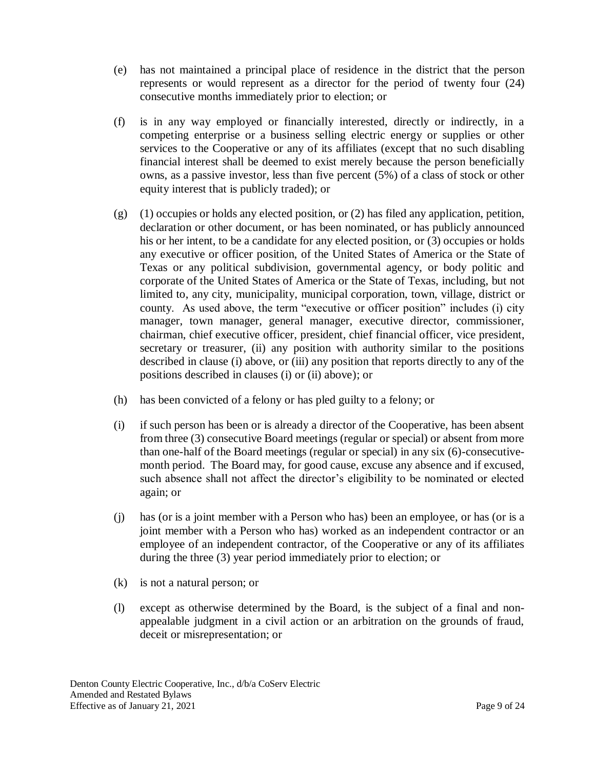(e) has not maintained a principal place of residence in the district that the person represents or would represent as a director for the period of twenty four (24) consecutive months immediately prior to election; or

(f) is in any way employed or financially interested, directly or indirectly, in a competing enterprise or a business selling electric energy or supplies or other services to the Cooperative or any of its affiliates (except that no such disabling financial interest shall be deemed to exist merely because the person beneficially owns, as a passive investor, less than five percent (5%) of a class of stock or other equity interest that is publicly traded); or

(g) (1) occupies or holds any elected position, or (2) has filed any application, petition, declaration or other document, or has been nominated, or has publicly announced his or her intent, to be a candidate for any elected position, or (3) occupies or holds any executive or officer position, of the United States of America or the State of Texas or any political subdivision, governmental agency, or body politic and corporate of the United States of America or the State of Texas, including, but not limited to, any city, municipality, municipal corporation, town, village, district or county. As used above, the term "executive or officer position" includes (i) city manager, town manager, general manager, executive director, commissioner, chairman, chief executive officer, president, chief financial officer, vice president, secretary or treasurer, (ii) any position with authority similar to the positions described in clause (i) above, or (iii) any position that reports directly to any of the positions described in clauses (i) or (ii) above); or

(h) has been convicted of a felony or has pled guilty to a felony; or

(i) if such person has been or is already a director of the Cooperative, has been absent from three (3) consecutive Board meetings (regular or special) or absent from more than one-half of the Board meetings (regular or special) in any six (6)-consecutive-month period. The Board may, for good cause, excuse any absence and if excused, such absence shall not affect the director's eligibility to be nominated or elected again; or

(j) has (or is a joint member with a Person who has) been an employee, or has (or is a joint member with a Person who has) worked as an independent contractor or an employee of an independent contractor, of the Cooperative or any of its affiliates during the three (3) year period immediately prior to election; or

(k) is not a natural person; or

(l) except as otherwise determined by the Board, is the subject of a final and non-appealable judgment in a civil action or an arbitration on the grounds of fraud, deceit or misrepresentation; or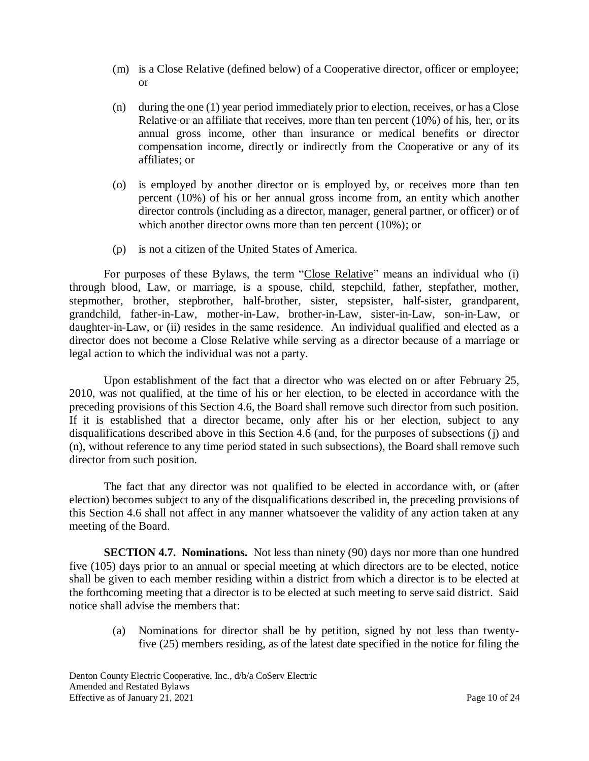(m) is a Close Relative (defined below) of a Cooperative director, officer or employee; or

(n) during the one (1) year period immediately prior to election, receives, or has a Close Relative or an affiliate that receives, more than ten percent (10%) of his, her, or its annual gross income, other than insurance or medical benefits or director compensation income, directly or indirectly from the Cooperative or any of its affiliates; or

(o) is employed by another director or is employed by, or receives more than ten percent (10%) of his or her annual gross income from, an entity which another director controls (including as a director, manager, general partner, or officer) or of which another director owns more than ten percent (10%); or

(p) is not a citizen of the United States of America.

For purposes of these Bylaws, the term "Close Relative" means an individual who (i) through blood, Law, or marriage, is a spouse, child, stepchild, father, stepfather, mother, stepmother, brother, stepbrother, half-brother, sister, stepsister, half-sister, grandparent, grandchild, father-in-Law, mother-in-Law, brother-in-Law, sister-in-Law, son-in-Law, or daughter-in-Law, or (ii) resides in the same residence. An individual qualified and elected as a director does not become a Close Relative while serving as a director because of a marriage or legal action to which the individual was not a party.

Upon establishment of the fact that a director who was elected on or after February 25, 2010, was not qualified, at the time of his or her election, to be elected in accordance with the preceding provisions of this Section 4.6, the Board shall remove such director from such position. If it is established that a director became, only after his or her election, subject to any disqualifications described above in this Section 4.6 (and, for the purposes of subsections (j) and (n), without reference to any time period stated in such subsections), the Board shall remove such director from such position.

The fact that any director was not qualified to be elected in accordance with, or (after election) becomes subject to any of the disqualifications described in, the preceding provisions of this Section 4.6 shall not affect in any manner whatsoever the validity of any action taken at any meeting of the Board.

**SECTION 4.7. Nominations.** Not less than ninety (90) days nor more than one hundred five (105) days prior to an annual or special meeting at which directors are to be elected, notice shall be given to each member residing within a district from which a director is to be elected at the forthcoming meeting that a director is to be elected at such meeting to serve said district. Said notice shall advise the members that:

(a) Nominations for director shall be by petition, signed by not less than twenty-five (25) members residing, as of the latest date specified in the notice for filing the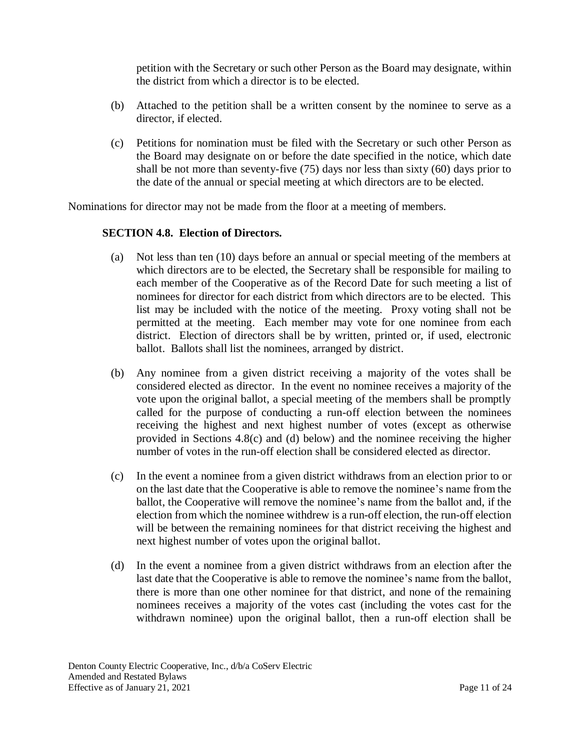petition with the Secretary or such other Person as the Board may designate, within the district from which a director is to be elected.

(b) Attached to the petition shall be a written consent by the nominee to serve as a director, if elected.

(c) Petitions for nomination must be filed with the Secretary or such other Person as the Board may designate on or before the date specified in the notice, which date shall be not more than seventy-five (75) days nor less than sixty (60) days prior to the date of the annual or special meeting at which directors are to be elected.

Nominations for director may not be made from the floor at a meeting of members.

### SECTION 4.8. Election of Directors.

(a) Not less than ten (10) days before an annual or special meeting of the members at which directors are to be elected, the Secretary shall be responsible for mailing to each member of the Cooperative as of the Record Date for such meeting a list of nominees for director for each district from which directors are to be elected. This list may be included with the notice of the meeting. Proxy voting shall not be permitted at the meeting. Each member may vote for one nominee from each district. Election of directors shall be by written, printed or, if used, electronic ballot. Ballots shall list the nominees, arranged by district.

(b) Any nominee from a given district receiving a majority of the votes shall be considered elected as director. In the event no nominee receives a majority of the vote upon the original ballot, a special meeting of the members shall be promptly called for the purpose of conducting a run-off election between the nominees receiving the highest and next highest number of votes (except as otherwise provided in Sections 4.8(c) and (d) below) and the nominee receiving the higher number of votes in the run-off election shall be considered elected as director.

(c) In the event a nominee from a given district withdraws from an election prior to or on the last date that the Cooperative is able to remove the nominee's name from the ballot, the Cooperative will remove the nominee's name from the ballot and, if the election from which the nominee withdrew is a run-off election, the run-off election will be between the remaining nominees for that district receiving the highest and next highest number of votes upon the original ballot.

(d) In the event a nominee from a given district withdraws from an election after the last date that the Cooperative is able to remove the nominee's name from the ballot, there is more than one other nominee for that district, and none of the remaining nominees receives a majority of the votes cast (including the votes cast for the withdrawn nominee) upon the original ballot, then a run-off election shall be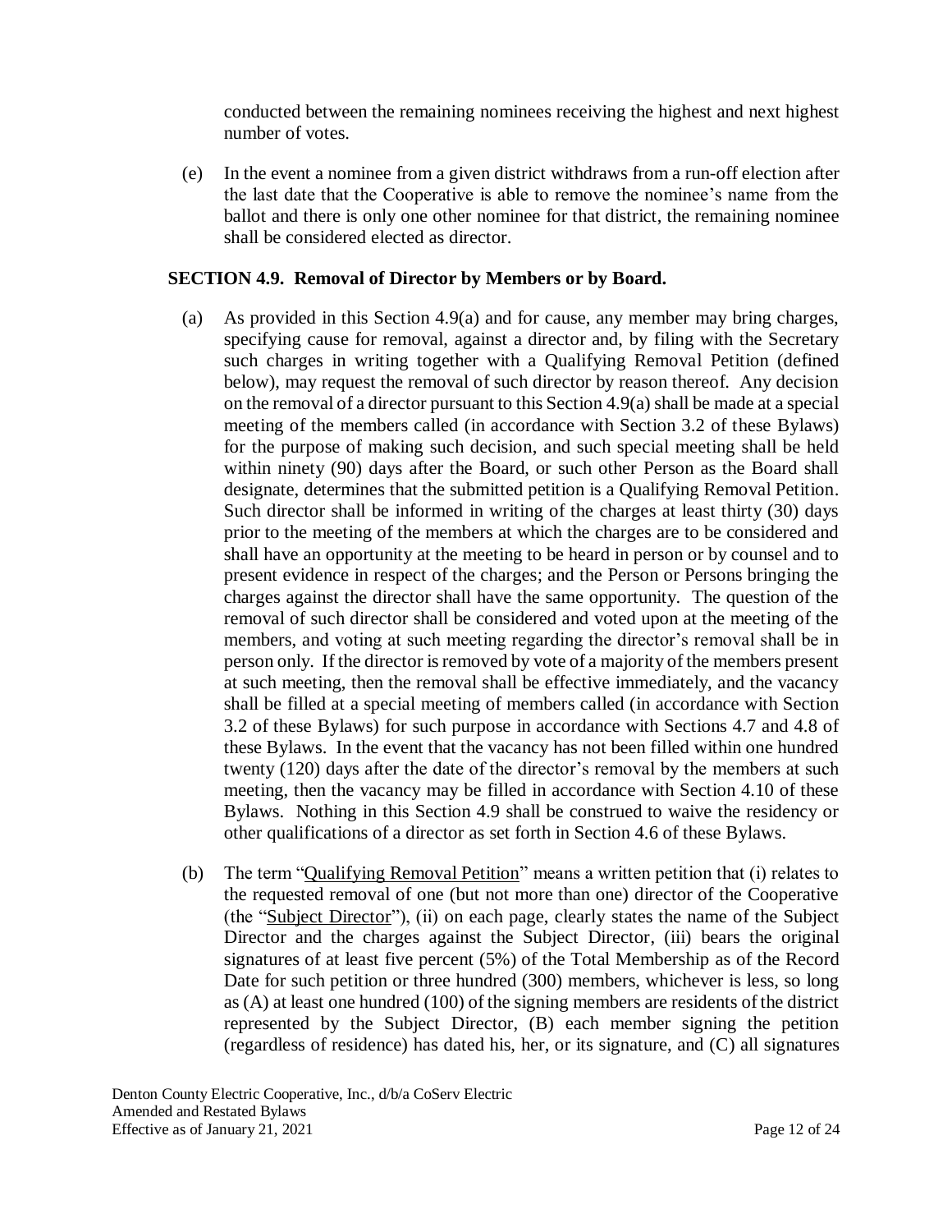conducted between the remaining nominees receiving the highest and next highest number of votes.

(e) In the event a nominee from a given district withdraws from a run-off election after the last date that the Cooperative is able to remove the nominee's name from the ballot and there is only one other nominee for that district, the remaining nominee shall be considered elected as director.

### SECTION 4.9. Removal of Director by Members or by Board.

(a) As provided in this Section 4.9(a) and for cause, any member may bring charges, specifying cause for removal, against a director and, by filing with the Secretary such charges in writing together with a Qualifying Removal Petition (defined below), may request the removal of such director by reason thereof. Any decision on the removal of a director pursuant to this Section 4.9(a) shall be made at a special meeting of the members called (in accordance with Section 3.2 of these Bylaws) for the purpose of making such decision, and such special meeting shall be held within ninety (90) days after the Board, or such other Person as the Board shall designate, determines that the submitted petition is a Qualifying Removal Petition. Such director shall be informed in writing of the charges at least thirty (30) days prior to the meeting of the members at which the charges are to be considered and shall have an opportunity at the meeting to be heard in person or by counsel and to present evidence in respect of the charges; and the Person or Persons bringing the charges against the director shall have the same opportunity. The question of the removal of such director shall be considered and voted upon at the meeting of the members, and voting at such meeting regarding the director's removal shall be in person only. If the director is removed by vote of a majority of the members present at such meeting, then the removal shall be effective immediately, and the vacancy shall be filled at a special meeting of members called (in accordance with Section 3.2 of these Bylaws) for such purpose in accordance with Sections 4.7 and 4.8 of these Bylaws. In the event that the vacancy has not been filled within one hundred twenty (120) days after the date of the director's removal by the members at such meeting, then the vacancy may be filled in accordance with Section 4.10 of these Bylaws. Nothing in this Section 4.9 shall be construed to waive the residency or other qualifications of a director as set forth in Section 4.6 of these Bylaws.

(b) The term "Qualifying Removal Petition" means a written petition that (i) relates to the requested removal of one (but not more than one) director of the Cooperative (the "Subject Director"), (ii) on each page, clearly states the name of the Subject Director and the charges against the Subject Director, (iii) bears the original signatures of at least five percent (5%) of the Total Membership as of the Record Date for such petition or three hundred (300) members, whichever is less, so long as (A) at least one hundred (100) of the signing members are residents of the district represented by the Subject Director, (B) each member signing the petition (regardless of residence) has dated his, her, or its signature, and (C) all signatures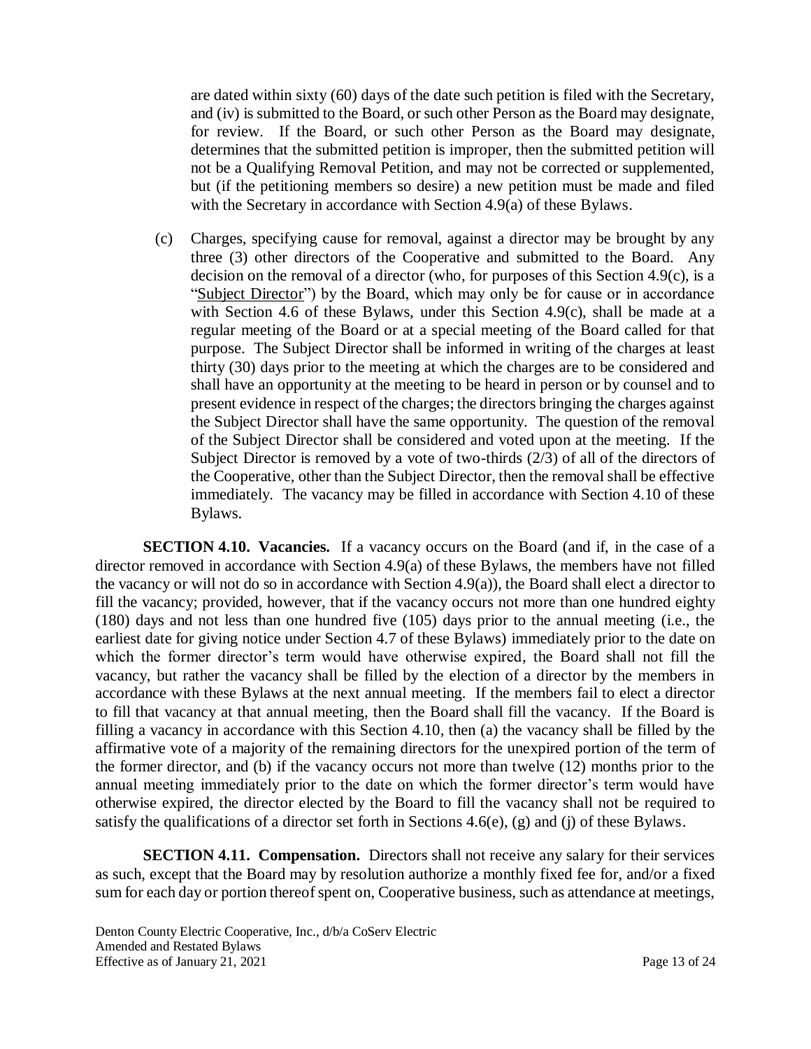are dated within sixty (60) days of the date such petition is filed with the Secretary, and (iv) is submitted to the Board, or such other Person as the Board may designate, for review. If the Board, or such other Person as the Board may designate, determines that the submitted petition is improper, then the submitted petition will not be a Qualifying Removal Petition, and may not be corrected or supplemented, but (if the petitioning members so desire) a new petition must be made and filed with the Secretary in accordance with Section 4.9(a) of these Bylaws.

(c) Charges, specifying cause for removal, against a director may be brought by any three (3) other directors of the Cooperative and submitted to the Board. Any decision on the removal of a director (who, for purposes of this Section 4.9(c), is a "Subject Director") by the Board, which may only be for cause or in accordance with Section 4.6 of these Bylaws, under this Section 4.9(c), shall be made at a regular meeting of the Board or at a special meeting of the Board called for that purpose. The Subject Director shall be informed in writing of the charges at least thirty (30) days prior to the meeting at which the charges are to be considered and shall have an opportunity at the meeting to be heard in person or by counsel and to present evidence in respect of the charges; the directors bringing the charges against the Subject Director shall have the same opportunity. The question of the removal of the Subject Director shall be considered and voted upon at the meeting. If the Subject Director is removed by a vote of two-thirds (2/3) of all of the directors of the Cooperative, other than the Subject Director, then the removal shall be effective immediately. The vacancy may be filled in accordance with Section 4.10 of these Bylaws.

**SECTION 4.10. Vacancies.** If a vacancy occurs on the Board (and if, in the case of a director removed in accordance with Section 4.9(a) of these Bylaws, the members have not filled the vacancy or will not do so in accordance with Section 4.9(a)), the Board shall elect a director to fill the vacancy; provided, however, that if the vacancy occurs not more than one hundred eighty (180) days and not less than one hundred five (105) days prior to the annual meeting (i.e., the earliest date for giving notice under Section 4.7 of these Bylaws) immediately prior to the date on which the former director's term would have otherwise expired, the Board shall not fill the vacancy, but rather the vacancy shall be filled by the election of a director by the members in accordance with these Bylaws at the next annual meeting. If the members fail to elect a director to fill that vacancy at that annual meeting, then the Board shall fill the vacancy. If the Board is filling a vacancy in accordance with this Section 4.10, then (a) the vacancy shall be filled by the affirmative vote of a majority of the remaining directors for the unexpired portion of the term of the former director, and (b) if the vacancy occurs not more than twelve (12) months prior to the annual meeting immediately prior to the date on which the former director's term would have otherwise expired, the director elected by the Board to fill the vacancy shall not be required to satisfy the qualifications of a director set forth in Sections 4.6(e), (g) and (j) of these Bylaws.

**SECTION 4.11. Compensation.** Directors shall not receive any salary for their services as such, except that the Board may by resolution authorize a monthly fixed fee for, and/or a fixed sum for each day or portion thereof spent on, Cooperative business, such as attendance at meetings,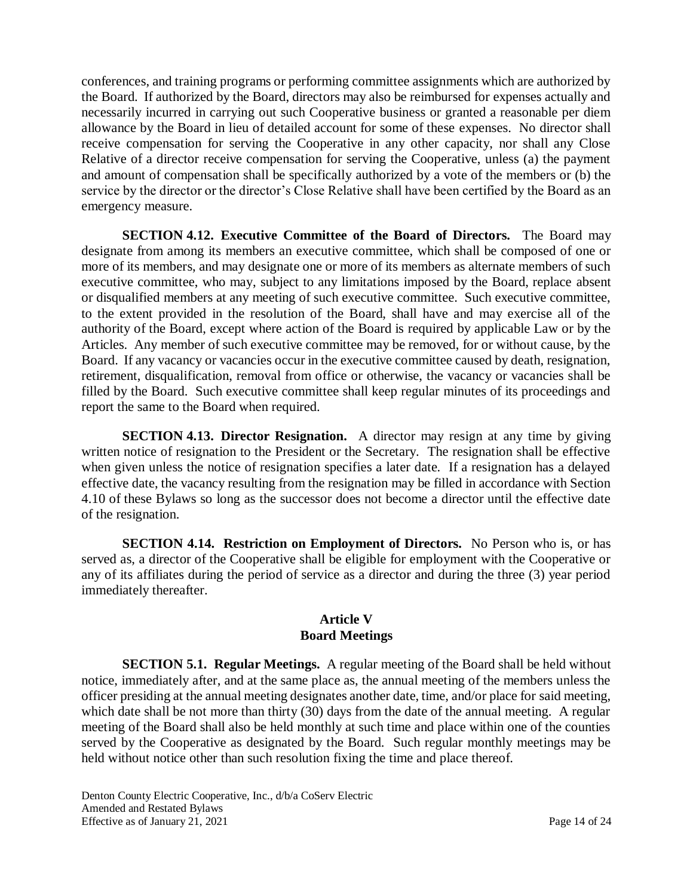conferences, and training programs or performing committee assignments which are authorized by the Board. If authorized by the Board, directors may also be reimbursed for expenses actually and necessarily incurred in carrying out such Cooperative business or granted a reasonable per diem allowance by the Board in lieu of detailed account for some of these expenses. No director shall receive compensation for serving the Cooperative in any other capacity, nor shall any Close Relative of a director receive compensation for serving the Cooperative, unless (a) the payment and amount of compensation shall be specifically authorized by a vote of the members or (b) the service by the director or the director's Close Relative shall have been certified by the Board as an emergency measure.

**SECTION 4.12. Executive Committee of the Board of Directors.** The Board may designate from among its members an executive committee, which shall be composed of one or more of its members, and may designate one or more of its members as alternate members of such executive committee, who may, subject to any limitations imposed by the Board, replace absent or disqualified members at any meeting of such executive committee. Such executive committee, to the extent provided in the resolution of the Board, shall have and may exercise all of the authority of the Board, except where action of the Board is required by applicable Law or by the Articles. Any member of such executive committee may be removed, for or without cause, by the Board. If any vacancy or vacancies occur in the executive committee caused by death, resignation, retirement, disqualification, removal from office or otherwise, the vacancy or vacancies shall be filled by the Board. Such executive committee shall keep regular minutes of its proceedings and report the same to the Board when required.

**SECTION 4.13. Director Resignation.** A director may resign at any time by giving written notice of resignation to the President or the Secretary. The resignation shall be effective when given unless the notice of resignation specifies a later date. If a resignation has a delayed effective date, the vacancy resulting from the resignation may be filled in accordance with Section 4.10 of these Bylaws so long as the successor does not become a director until the effective date of the resignation.

**SECTION 4.14. Restriction on Employment of Directors.** No Person who is, or has served as, a director of the Cooperative shall be eligible for employment with the Cooperative or any of its affiliates during the period of service as a director and during the three (3) year period immediately thereafter.

## Article V
## Board Meetings

**SECTION 5.1. Regular Meetings.** A regular meeting of the Board shall be held without notice, immediately after, and at the same place as, the annual meeting of the members unless the officer presiding at the annual meeting designates another date, time, and/or place for said meeting, which date shall be not more than thirty (30) days from the date of the annual meeting. A regular meeting of the Board shall also be held monthly at such time and place within one of the counties served by the Cooperative as designated by the Board. Such regular monthly meetings may be held without notice other than such resolution fixing the time and place thereof.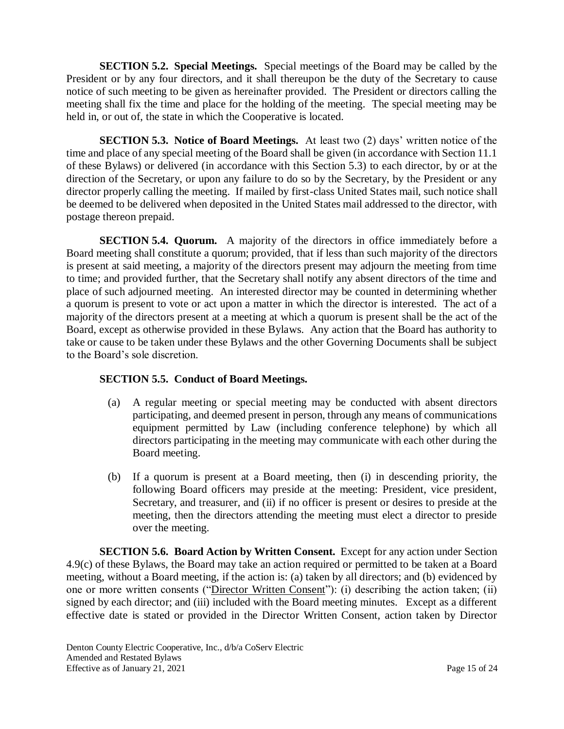**SECTION 5.2. Special Meetings.** Special meetings of the Board may be called by the President or by any four directors, and it shall thereupon be the duty of the Secretary to cause notice of such meeting to be given as hereinafter provided. The President or directors calling the meeting shall fix the time and place for the holding of the meeting. The special meeting may be held in, or out of, the state in which the Cooperative is located.

**SECTION 5.3. Notice of Board Meetings.** At least two (2) days' written notice of the time and place of any special meeting of the Board shall be given (in accordance with Section 11.1 of these Bylaws) or delivered (in accordance with this Section 5.3) to each director, by or at the direction of the Secretary, or upon any failure to do so by the Secretary, by the President or any director properly calling the meeting. If mailed by first-class United States mail, such notice shall be deemed to be delivered when deposited in the United States mail addressed to the director, with postage thereon prepaid.

**SECTION 5.4. Quorum.** A majority of the directors in office immediately before a Board meeting shall constitute a quorum; provided, that if less than such majority of the directors is present at said meeting, a majority of the directors present may adjourn the meeting from time to time; and provided further, that the Secretary shall notify any absent directors of the time and place of such adjourned meeting. An interested director may be counted in determining whether a quorum is present to vote or act upon a matter in which the director is interested. The act of a majority of the directors present at a meeting at which a quorum is present shall be the act of the Board, except as otherwise provided in these Bylaws. Any action that the Board has authority to take or cause to be taken under these Bylaws and the other Governing Documents shall be subject to the Board's sole discretion.

**SECTION 5.5. Conduct of Board Meetings.**

(a) A regular meeting or special meeting may be conducted with absent directors participating, and deemed present in person, through any means of communications equipment permitted by Law (including conference telephone) by which all directors participating in the meeting may communicate with each other during the Board meeting.

(b) If a quorum is present at a Board meeting, then (i) in descending priority, the following Board officers may preside at the meeting: President, vice president, Secretary, and treasurer, and (ii) if no officer is present or desires to preside at the meeting, then the directors attending the meeting must elect a director to preside over the meeting.

**SECTION 5.6. Board Action by Written Consent.** Except for any action under Section 4.9(c) of these Bylaws, the Board may take an action required or permitted to be taken at a Board meeting, without a Board meeting, if the action is: (a) taken by all directors; and (b) evidenced by one or more written consents ("Director Written Consent"): (i) describing the action taken; (ii) signed by each director; and (iii) included with the Board meeting minutes. Except as a different effective date is stated or provided in the Director Written Consent, action taken by Director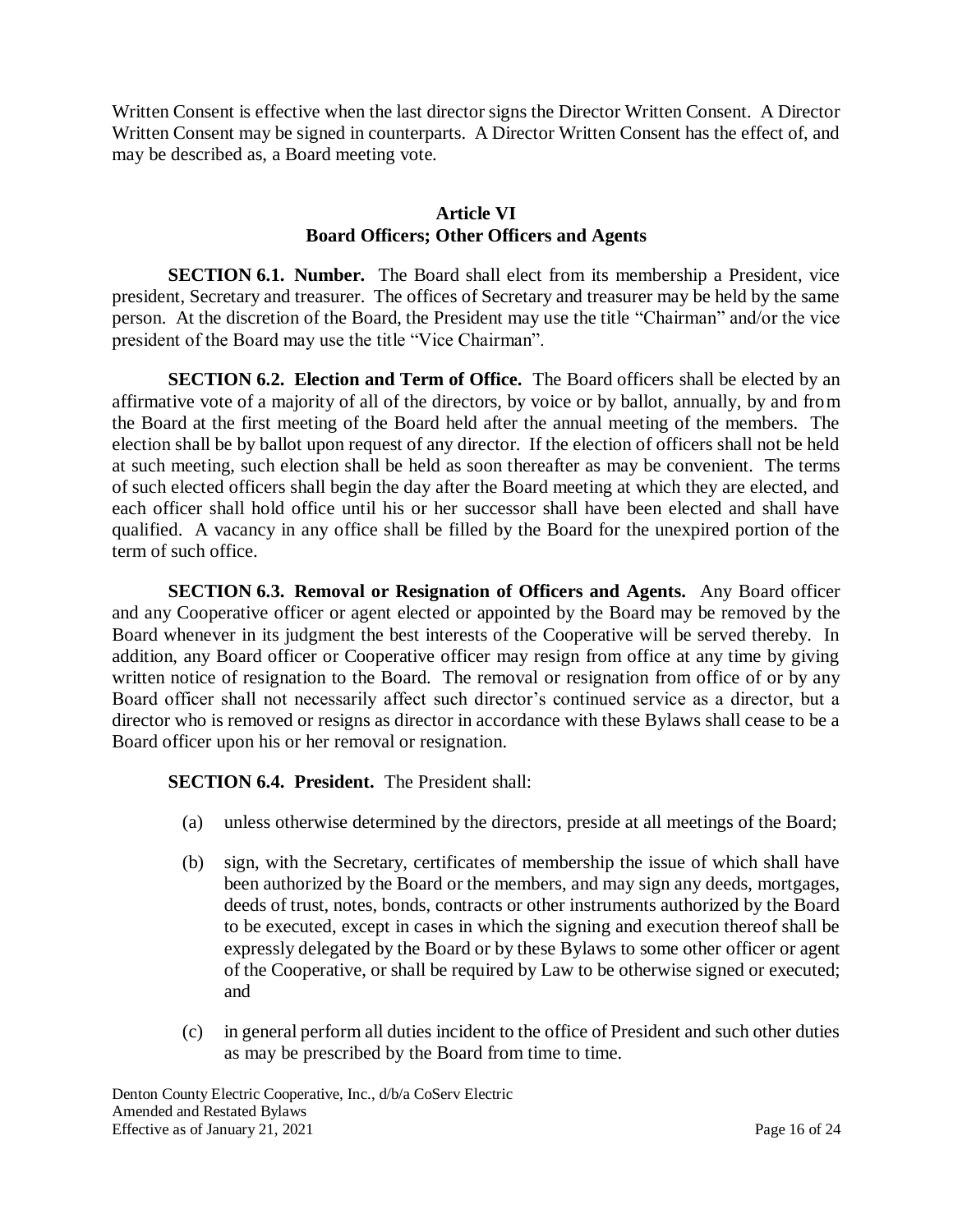Written Consent is effective when the last director signs the Director Written Consent. A Director Written Consent may be signed in counterparts. A Director Written Consent has the effect of, and may be described as, a Board meeting vote.

## Article VI
## Board Officers; Other Officers and Agents

**SECTION 6.1. Number.** The Board shall elect from its membership a President, vice president, Secretary and treasurer. The offices of Secretary and treasurer may be held by the same person. At the discretion of the Board, the President may use the title "Chairman" and/or the vice president of the Board may use the title "Vice Chairman".

**SECTION 6.2. Election and Term of Office.** The Board officers shall be elected by an affirmative vote of a majority of all of the directors, by voice or by ballot, annually, by and from the Board at the first meeting of the Board held after the annual meeting of the members. The election shall be by ballot upon request of any director. If the election of officers shall not be held at such meeting, such election shall be held as soon thereafter as may be convenient. The terms of such elected officers shall begin the day after the Board meeting at which they are elected, and each officer shall hold office until his or her successor shall have been elected and shall have qualified. A vacancy in any office shall be filled by the Board for the unexpired portion of the term of such office.

**SECTION 6.3. Removal or Resignation of Officers and Agents.** Any Board officer and any Cooperative officer or agent elected or appointed by the Board may be removed by the Board whenever in its judgment the best interests of the Cooperative will be served thereby. In addition, any Board officer or Cooperative officer may resign from office at any time by giving written notice of resignation to the Board. The removal or resignation from office of or by any Board officer shall not necessarily affect such director's continued service as a director, but a director who is removed or resigns as director in accordance with these Bylaws shall cease to be a Board officer upon his or her removal or resignation.

**SECTION 6.4. President.** The President shall:

(a) unless otherwise determined by the directors, preside at all meetings of the Board;

(b) sign, with the Secretary, certificates of membership the issue of which shall have been authorized by the Board or the members, and may sign any deeds, mortgages, deeds of trust, notes, bonds, contracts or other instruments authorized by the Board to be executed, except in cases in which the signing and execution thereof shall be expressly delegated by the Board or by these Bylaws to some other officer or agent of the Cooperative, or shall be required by Law to be otherwise signed or executed; and

(c) in general perform all duties incident to the office of President and such other duties as may be prescribed by the Board from time to time.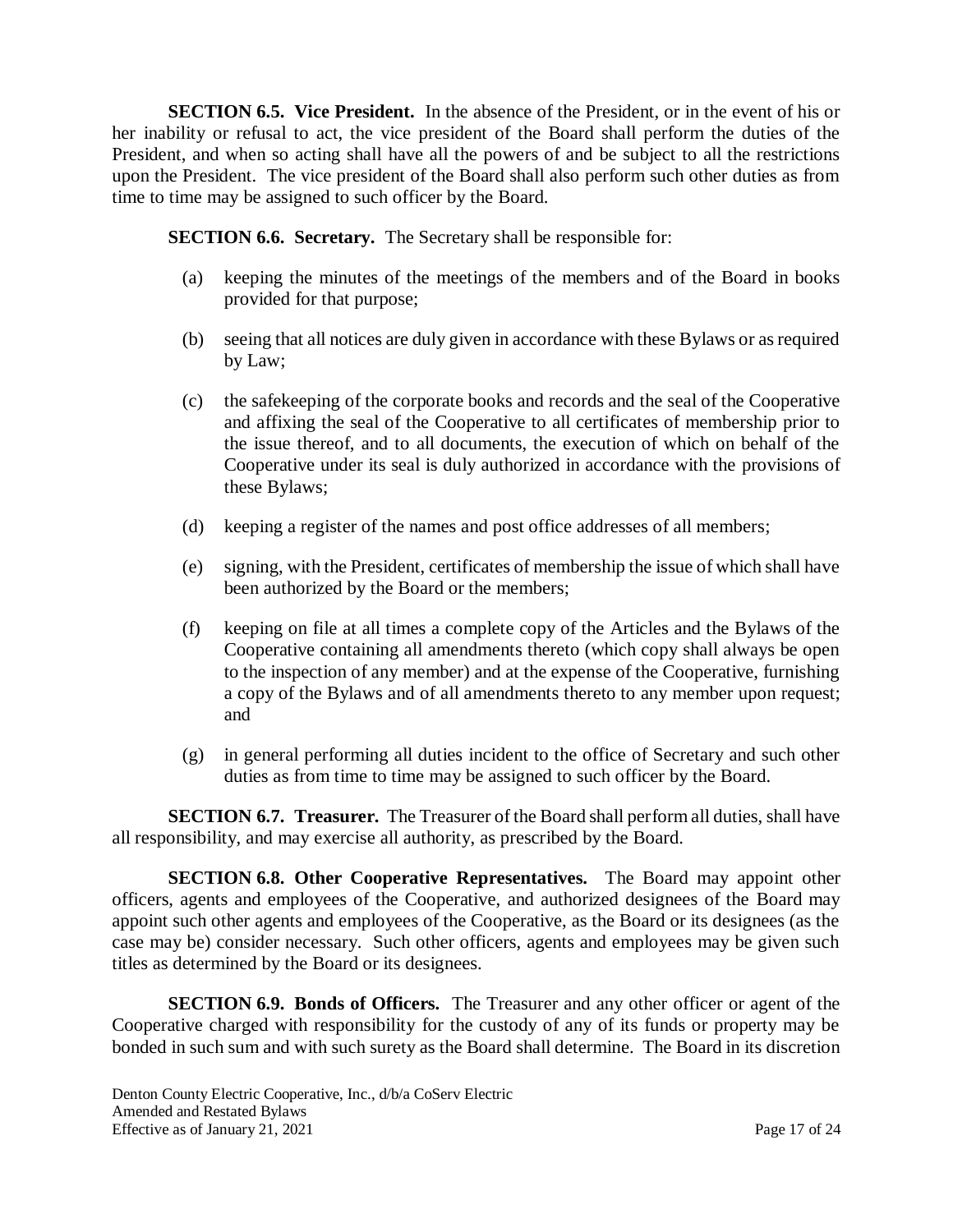**SECTION 6.5. Vice President.** In the absence of the President, or in the event of his or her inability or refusal to act, the vice president of the Board shall perform the duties of the President, and when so acting shall have all the powers of and be subject to all the restrictions upon the President. The vice president of the Board shall also perform such other duties as from time to time may be assigned to such officer by the Board.

**SECTION 6.6. Secretary.** The Secretary shall be responsible for:

(a) keeping the minutes of the meetings of the members and of the Board in books provided for that purpose;

(b) seeing that all notices are duly given in accordance with these Bylaws or as required by Law;

(c) the safekeeping of the corporate books and records and the seal of the Cooperative and affixing the seal of the Cooperative to all certificates of membership prior to the issue thereof, and to all documents, the execution of which on behalf of the Cooperative under its seal is duly authorized in accordance with the provisions of these Bylaws;

(d) keeping a register of the names and post office addresses of all members;

(e) signing, with the President, certificates of membership the issue of which shall have been authorized by the Board or the members;

(f) keeping on file at all times a complete copy of the Articles and the Bylaws of the Cooperative containing all amendments thereto (which copy shall always be open to the inspection of any member) and at the expense of the Cooperative, furnishing a copy of the Bylaws and of all amendments thereto to any member upon request; and

(g) in general performing all duties incident to the office of Secretary and such other duties as from time to time may be assigned to such officer by the Board.

**SECTION 6.7. Treasurer.** The Treasurer of the Board shall perform all duties, shall have all responsibility, and may exercise all authority, as prescribed by the Board.

**SECTION 6.8. Other Cooperative Representatives.** The Board may appoint other officers, agents and employees of the Cooperative, and authorized designees of the Board may appoint such other agents and employees of the Cooperative, as the Board or its designees (as the case may be) consider necessary. Such other officers, agents and employees may be given such titles as determined by the Board or its designees.

**SECTION 6.9. Bonds of Officers.** The Treasurer and any other officer or agent of the Cooperative charged with responsibility for the custody of any of its funds or property may be bonded in such sum and with such surety as the Board shall determine. The Board in its discretion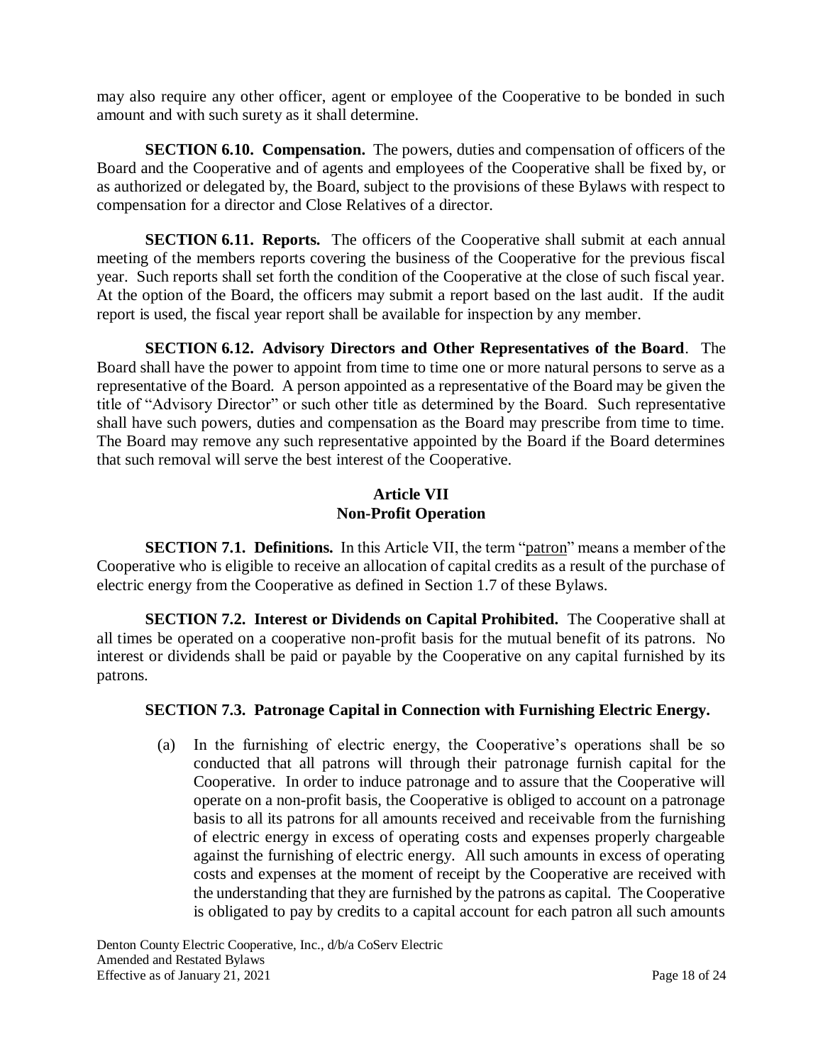may also require any other officer, agent or employee of the Cooperative to be bonded in such amount and with such surety as it shall determine.

**SECTION 6.10. Compensation.** The powers, duties and compensation of officers of the Board and the Cooperative and of agents and employees of the Cooperative shall be fixed by, or as authorized or delegated by, the Board, subject to the provisions of these Bylaws with respect to compensation for a director and Close Relatives of a director.

**SECTION 6.11. Reports.** The officers of the Cooperative shall submit at each annual meeting of the members reports covering the business of the Cooperative for the previous fiscal year. Such reports shall set forth the condition of the Cooperative at the close of such fiscal year. At the option of the Board, the officers may submit a report based on the last audit. If the audit report is used, the fiscal year report shall be available for inspection by any member.

**SECTION 6.12. Advisory Directors and Other Representatives of the Board**. The Board shall have the power to appoint from time to time one or more natural persons to serve as a representative of the Board. A person appointed as a representative of the Board may be given the title of "Advisory Director" or such other title as determined by the Board. Such representative shall have such powers, duties and compensation as the Board may prescribe from time to time. The Board may remove any such representative appointed by the Board if the Board determines that such removal will serve the best interest of the Cooperative.

## Article VII
## Non-Profit Operation

**SECTION 7.1. Definitions.** In this Article VII, the term "patron" means a member of the Cooperative who is eligible to receive an allocation of capital credits as a result of the purchase of electric energy from the Cooperative as defined in Section 1.7 of these Bylaws.

**SECTION 7.2. Interest or Dividends on Capital Prohibited.** The Cooperative shall at all times be operated on a cooperative non-profit basis for the mutual benefit of its patrons. No interest or dividends shall be paid or payable by the Cooperative on any capital furnished by its patrons.

**SECTION 7.3. Patronage Capital in Connection with Furnishing Electric Energy.**

(a) In the furnishing of electric energy, the Cooperative's operations shall be so conducted that all patrons will through their patronage furnish capital for the Cooperative. In order to induce patronage and to assure that the Cooperative will operate on a non-profit basis, the Cooperative is obliged to account on a patronage basis to all its patrons for all amounts received and receivable from the furnishing of electric energy in excess of operating costs and expenses properly chargeable against the furnishing of electric energy. All such amounts in excess of operating costs and expenses at the moment of receipt by the Cooperative are received with the understanding that they are furnished by the patrons as capital. The Cooperative is obligated to pay by credits to a capital account for each patron all such amounts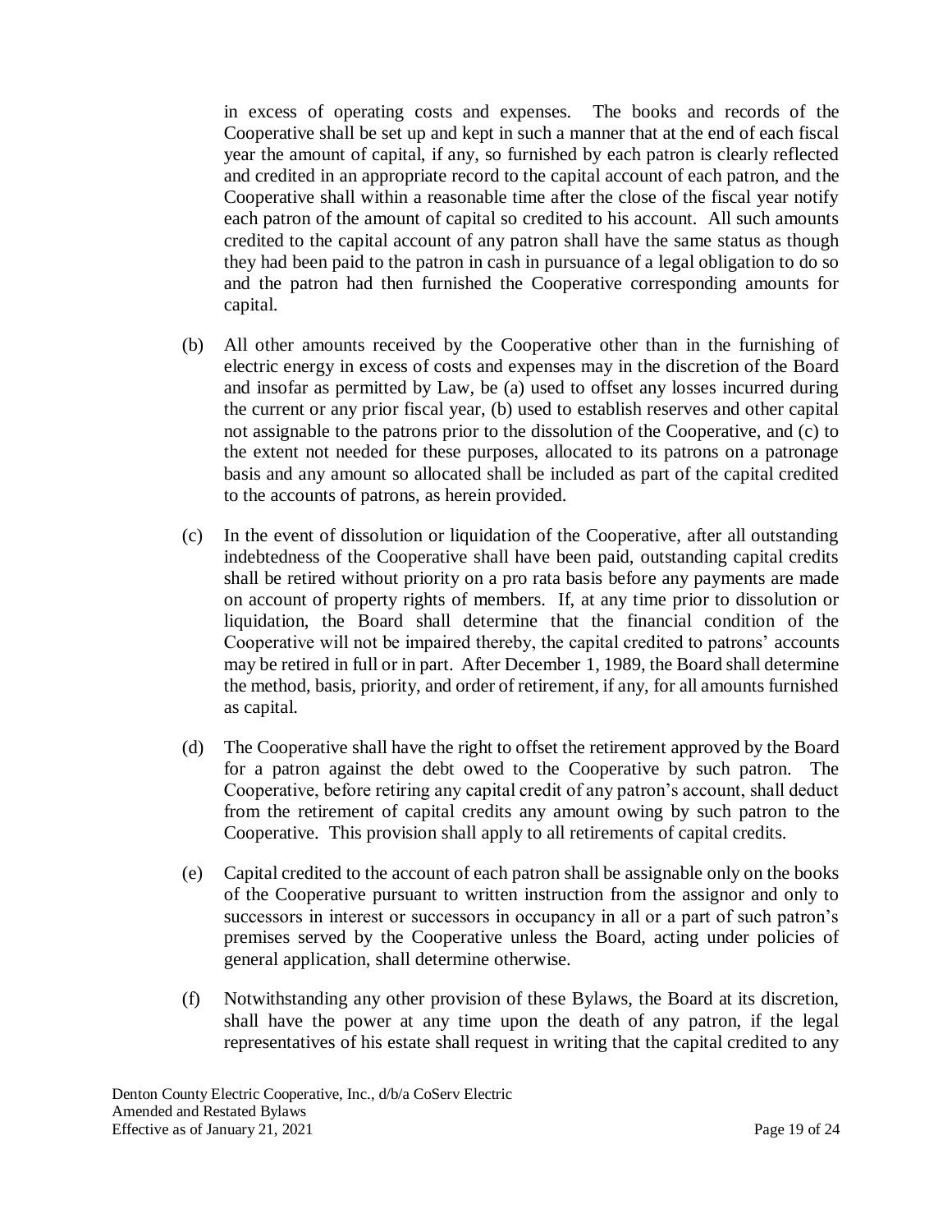in excess of operating costs and expenses. The books and records of the Cooperative shall be set up and kept in such a manner that at the end of each fiscal year the amount of capital, if any, so furnished by each patron is clearly reflected and credited in an appropriate record to the capital account of each patron, and the Cooperative shall within a reasonable time after the close of the fiscal year notify each patron of the amount of capital so credited to his account. All such amounts credited to the capital account of any patron shall have the same status as though they had been paid to the patron in cash in pursuance of a legal obligation to do so and the patron had then furnished the Cooperative corresponding amounts for capital.

(b) All other amounts received by the Cooperative other than in the furnishing of electric energy in excess of costs and expenses may in the discretion of the Board and insofar as permitted by Law, be (a) used to offset any losses incurred during the current or any prior fiscal year, (b) used to establish reserves and other capital not assignable to the patrons prior to the dissolution of the Cooperative, and (c) to the extent not needed for these purposes, allocated to its patrons on a patronage basis and any amount so allocated shall be included as part of the capital credited to the accounts of patrons, as herein provided.

(c) In the event of dissolution or liquidation of the Cooperative, after all outstanding indebtedness of the Cooperative shall have been paid, outstanding capital credits shall be retired without priority on a pro rata basis before any payments are made on account of property rights of members. If, at any time prior to dissolution or liquidation, the Board shall determine that the financial condition of the Cooperative will not be impaired thereby, the capital credited to patrons' accounts may be retired in full or in part. After December 1, 1989, the Board shall determine the method, basis, priority, and order of retirement, if any, for all amounts furnished as capital.

(d) The Cooperative shall have the right to offset the retirement approved by the Board for a patron against the debt owed to the Cooperative by such patron. The Cooperative, before retiring any capital credit of any patron's account, shall deduct from the retirement of capital credits any amount owing by such patron to the Cooperative. This provision shall apply to all retirements of capital credits.

(e) Capital credited to the account of each patron shall be assignable only on the books of the Cooperative pursuant to written instruction from the assignor and only to successors in interest or successors in occupancy in all or a part of such patron's premises served by the Cooperative unless the Board, acting under policies of general application, shall determine otherwise.

(f) Notwithstanding any other provision of these Bylaws, the Board at its discretion, shall have the power at any time upon the death of any patron, if the legal representatives of his estate shall request in writing that the capital credited to any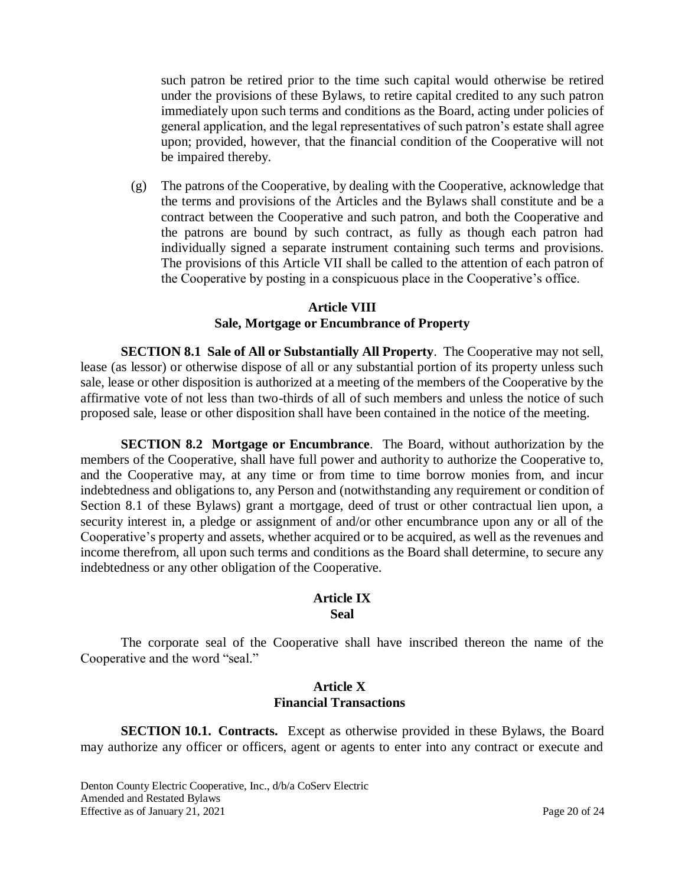such patron be retired prior to the time such capital would otherwise be retired under the provisions of these Bylaws, to retire capital credited to any such patron immediately upon such terms and conditions as the Board, acting under policies of general application, and the legal representatives of such patron's estate shall agree upon; provided, however, that the financial condition of the Cooperative will not be impaired thereby.

(g) The patrons of the Cooperative, by dealing with the Cooperative, acknowledge that the terms and provisions of the Articles and the Bylaws shall constitute and be a contract between the Cooperative and such patron, and both the Cooperative and the patrons are bound by such contract, as fully as though each patron had individually signed a separate instrument containing such terms and provisions. The provisions of this Article VII shall be called to the attention of each patron of the Cooperative by posting in a conspicuous place in the Cooperative's office.

## Article VIII
## Sale, Mortgage or Encumbrance of Property

**SECTION 8.1 Sale of All or Substantially All Property**. The Cooperative may not sell, lease (as lessor) or otherwise dispose of all or any substantial portion of its property unless such sale, lease or other disposition is authorized at a meeting of the members of the Cooperative by the affirmative vote of not less than two-thirds of all of such members and unless the notice of such proposed sale, lease or other disposition shall have been contained in the notice of the meeting.

**SECTION 8.2 Mortgage or Encumbrance**. The Board, without authorization by the members of the Cooperative, shall have full power and authority to authorize the Cooperative to, and the Cooperative may, at any time or from time to time borrow monies from, and incur indebtedness and obligations to, any Person and (notwithstanding any requirement or condition of Section 8.1 of these Bylaws) grant a mortgage, deed of trust or other contractual lien upon, a security interest in, a pledge or assignment of and/or other encumbrance upon any or all of the Cooperative's property and assets, whether acquired or to be acquired, as well as the revenues and income therefrom, all upon such terms and conditions as the Board shall determine, to secure any indebtedness or any other obligation of the Cooperative.

## Article IX
## Seal

The corporate seal of the Cooperative shall have inscribed thereon the name of the Cooperative and the word "seal."

## Article X
## Financial Transactions

**SECTION 10.1. Contracts.** Except as otherwise provided in these Bylaws, the Board may authorize any officer or officers, agent or agents to enter into any contract or execute and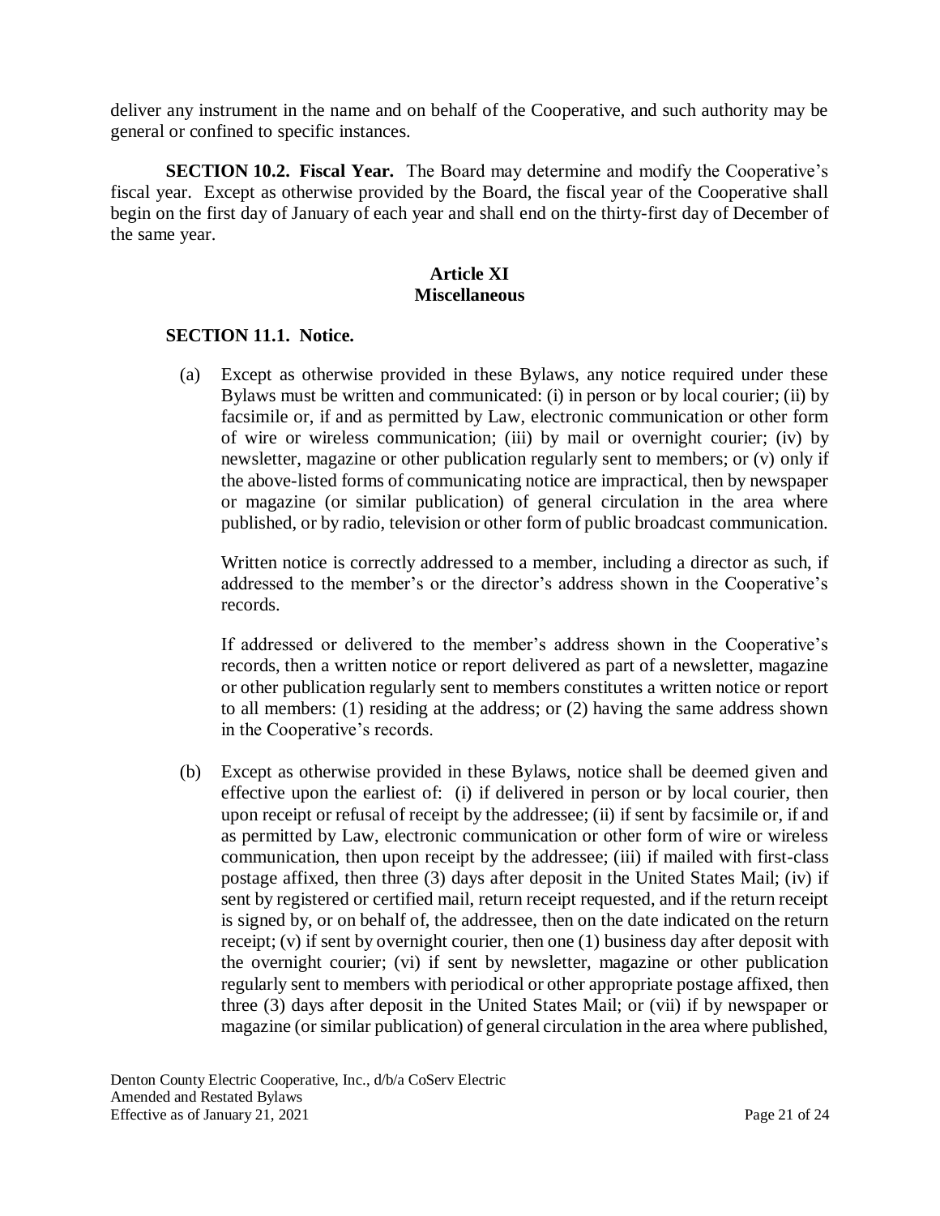deliver any instrument in the name and on behalf of the Cooperative, and such authority may be general or confined to specific instances.

**SECTION 10.2. Fiscal Year.** The Board may determine and modify the Cooperative's fiscal year. Except as otherwise provided by the Board, the fiscal year of the Cooperative shall begin on the first day of January of each year and shall end on the thirty-first day of December of the same year.

## Article XI
## Miscellaneous

**SECTION 11.1. Notice.**

(a) Except as otherwise provided in these Bylaws, any notice required under these Bylaws must be written and communicated: (i) in person or by local courier; (ii) by facsimile or, if and as permitted by Law, electronic communication or other form of wire or wireless communication; (iii) by mail or overnight courier; (iv) by newsletter, magazine or other publication regularly sent to members; or (v) only if the above-listed forms of communicating notice are impractical, then by newspaper or magazine (or similar publication) of general circulation in the area where published, or by radio, television or other form of public broadcast communication.

Written notice is correctly addressed to a member, including a director as such, if addressed to the member's or the director's address shown in the Cooperative's records.

If addressed or delivered to the member's address shown in the Cooperative's records, then a written notice or report delivered as part of a newsletter, magazine or other publication regularly sent to members constitutes a written notice or report to all members: (1) residing at the address; or (2) having the same address shown in the Cooperative's records.

(b) Except as otherwise provided in these Bylaws, notice shall be deemed given and effective upon the earliest of: (i) if delivered in person or by local courier, then upon receipt or refusal of receipt by the addressee; (ii) if sent by facsimile or, if and as permitted by Law, electronic communication or other form of wire or wireless communication, then upon receipt by the addressee; (iii) if mailed with first-class postage affixed, then three (3) days after deposit in the United States Mail; (iv) if sent by registered or certified mail, return receipt requested, and if the return receipt is signed by, or on behalf of, the addressee, then on the date indicated on the return receipt; (v) if sent by overnight courier, then one (1) business day after deposit with the overnight courier; (vi) if sent by newsletter, magazine or other publication regularly sent to members with periodical or other appropriate postage affixed, then three (3) days after deposit in the United States Mail; or (vii) if by newspaper or magazine (or similar publication) of general circulation in the area where published,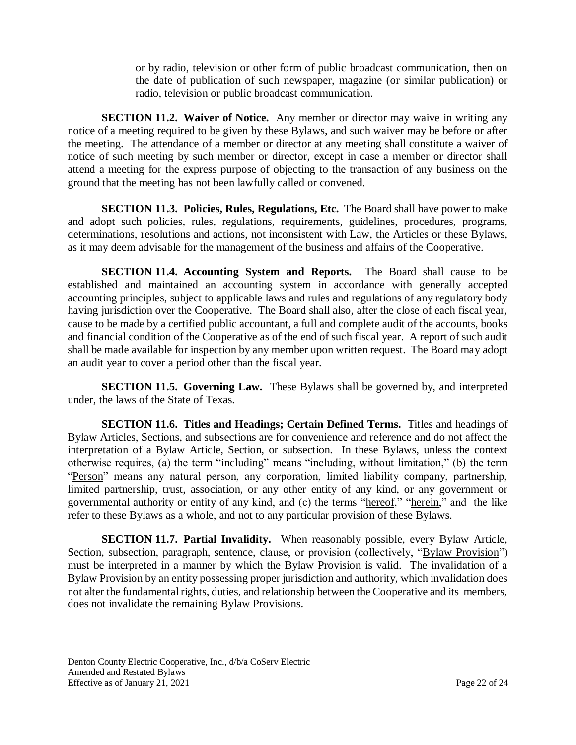or by radio, television or other form of public broadcast communication, then on the date of publication of such newspaper, magazine (or similar publication) or radio, television or public broadcast communication.

**SECTION 11.2. Waiver of Notice.** Any member or director may waive in writing any notice of a meeting required to be given by these Bylaws, and such waiver may be before or after the meeting. The attendance of a member or director at any meeting shall constitute a waiver of notice of such meeting by such member or director, except in case a member or director shall attend a meeting for the express purpose of objecting to the transaction of any business on the ground that the meeting has not been lawfully called or convened.

**SECTION 11.3. Policies, Rules, Regulations, Etc.** The Board shall have power to make and adopt such policies, rules, regulations, requirements, guidelines, procedures, programs, determinations, resolutions and actions, not inconsistent with Law, the Articles or these Bylaws, as it may deem advisable for the management of the business and affairs of the Cooperative.

**SECTION 11.4. Accounting System and Reports.** The Board shall cause to be established and maintained an accounting system in accordance with generally accepted accounting principles, subject to applicable laws and rules and regulations of any regulatory body having jurisdiction over the Cooperative. The Board shall also, after the close of each fiscal year, cause to be made by a certified public accountant, a full and complete audit of the accounts, books and financial condition of the Cooperative as of the end of such fiscal year. A report of such audit shall be made available for inspection by any member upon written request. The Board may adopt an audit year to cover a period other than the fiscal year.

**SECTION 11.5. Governing Law.** These Bylaws shall be governed by, and interpreted under, the laws of the State of Texas.

**SECTION 11.6. Titles and Headings; Certain Defined Terms.** Titles and headings of Bylaw Articles, Sections, and subsections are for convenience and reference and do not affect the interpretation of a Bylaw Article, Section, or subsection. In these Bylaws, unless the context otherwise requires, (a) the term "including" means "including, without limitation," (b) the term "Person" means any natural person, any corporation, limited liability company, partnership, limited partnership, trust, association, or any other entity of any kind, or any government or governmental authority or entity of any kind, and (c) the terms "hereof," "herein," and the like refer to these Bylaws as a whole, and not to any particular provision of these Bylaws.

**SECTION 11.7. Partial Invalidity.** When reasonably possible, every Bylaw Article, Section, subsection, paragraph, sentence, clause, or provision (collectively, "Bylaw Provision") must be interpreted in a manner by which the Bylaw Provision is valid. The invalidation of a Bylaw Provision by an entity possessing proper jurisdiction and authority, which invalidation does not alter the fundamental rights, duties, and relationship between the Cooperative and its members, does not invalidate the remaining Bylaw Provisions.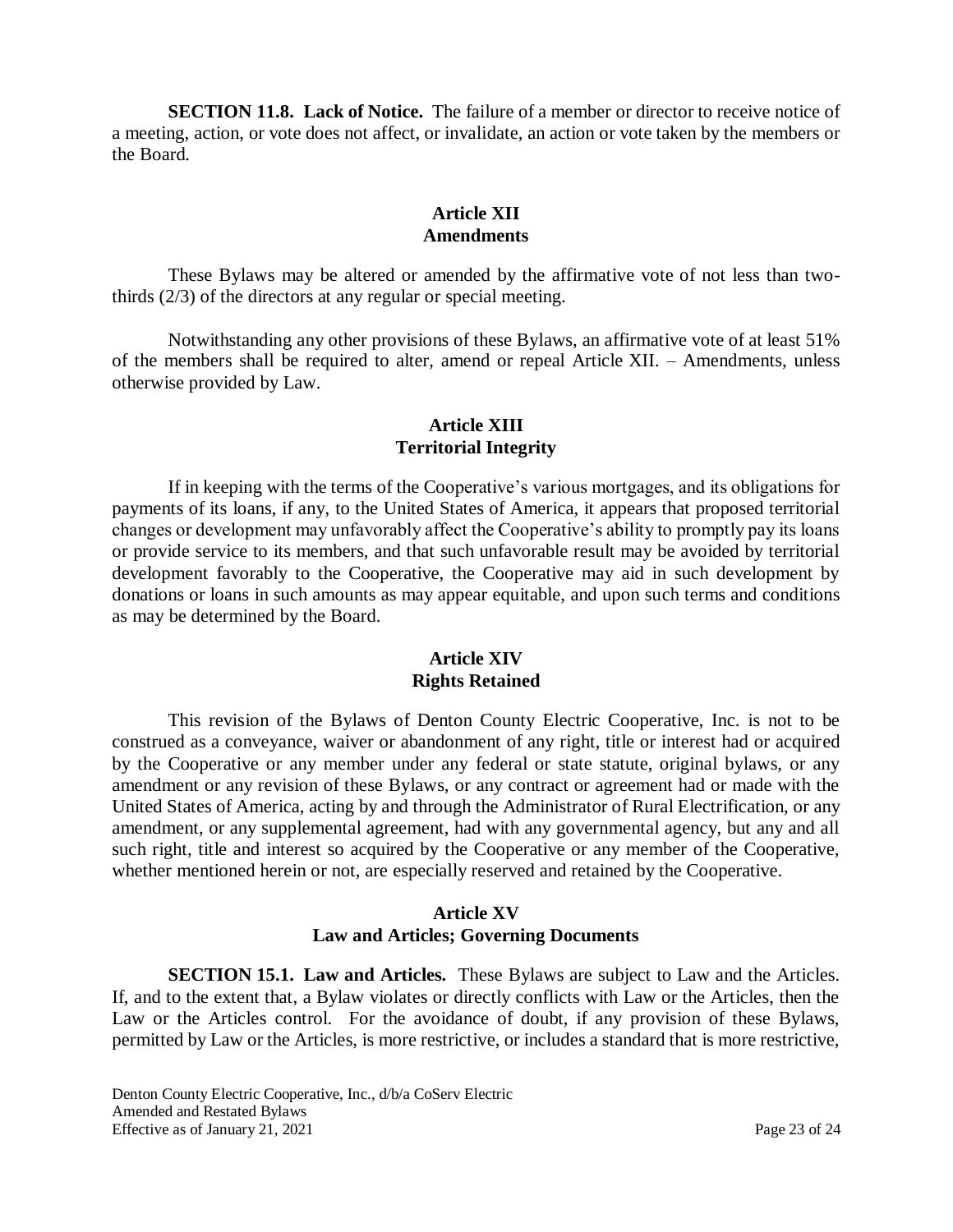**SECTION 11.8. Lack of Notice.** The failure of a member or director to receive notice of a meeting, action, or vote does not affect, or invalidate, an action or vote taken by the members or the Board.

## Article XII
## Amendments

These Bylaws may be altered or amended by the affirmative vote of not less than two-thirds (2/3) of the directors at any regular or special meeting.

Notwithstanding any other provisions of these Bylaws, an affirmative vote of at least 51% of the members shall be required to alter, amend or repeal Article XII. – Amendments, unless otherwise provided by Law.

## Article XIII
## Territorial Integrity

If in keeping with the terms of the Cooperative's various mortgages, and its obligations for payments of its loans, if any, to the United States of America, it appears that proposed territorial changes or development may unfavorably affect the Cooperative's ability to promptly pay its loans or provide service to its members, and that such unfavorable result may be avoided by territorial development favorably to the Cooperative, the Cooperative may aid in such development by donations or loans in such amounts as may appear equitable, and upon such terms and conditions as may be determined by the Board.

## Article XIV
## Rights Retained

This revision of the Bylaws of Denton County Electric Cooperative, Inc. is not to be construed as a conveyance, waiver or abandonment of any right, title or interest had or acquired by the Cooperative or any member under any federal or state statute, original bylaws, or any amendment or any revision of these Bylaws, or any contract or agreement had or made with the United States of America, acting by and through the Administrator of Rural Electrification, or any amendment, or any supplemental agreement, had with any governmental agency, but any and all such right, title and interest so acquired by the Cooperative or any member of the Cooperative, whether mentioned herein or not, are especially reserved and retained by the Cooperative.

## Article XV
## Law and Articles; Governing Documents

**SECTION 15.1. Law and Articles.** These Bylaws are subject to Law and the Articles. If, and to the extent that, a Bylaw violates or directly conflicts with Law or the Articles, then the Law or the Articles control. For the avoidance of doubt, if any provision of these Bylaws, permitted by Law or the Articles, is more restrictive, or includes a standard that is more restrictive,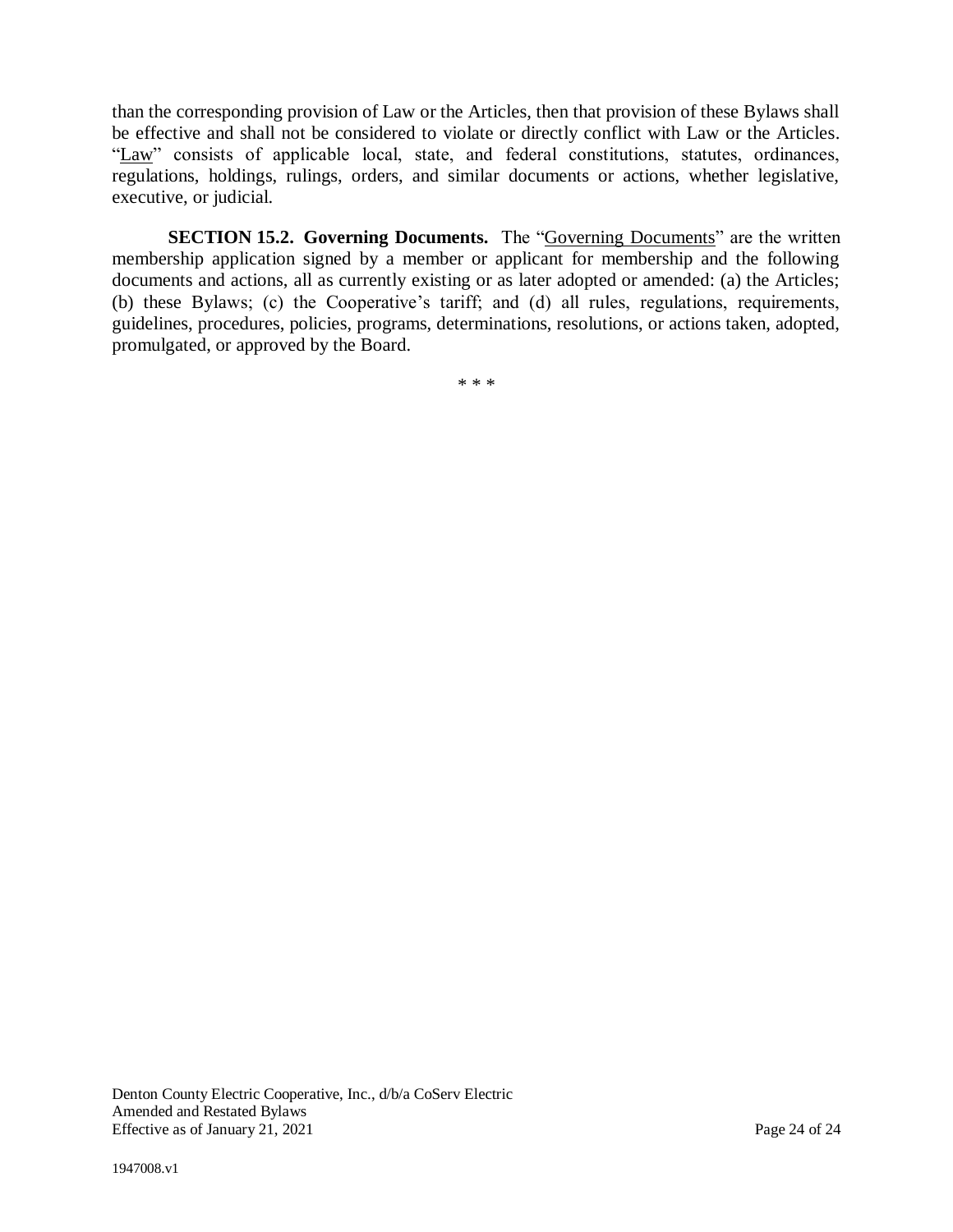than the corresponding provision of Law or the Articles, then that provision of these Bylaws shall be effective and shall not be considered to violate or directly conflict with Law or the Articles. "Law" consists of applicable local, state, and federal constitutions, statutes, ordinances, regulations, holdings, rulings, orders, and similar documents or actions, whether legislative, executive, or judicial.

**SECTION 15.2. Governing Documents.** The "Governing Documents" are the written membership application signed by a member or applicant for membership and the following documents and actions, all as currently existing or as later adopted or amended: (a) the Articles; (b) these Bylaws; (c) the Cooperative's tariff; and (d) all rules, regulations, requirements, guidelines, procedures, policies, programs, determinations, resolutions, or actions taken, adopted, promulgated, or approved by the Board.

* * *

1947008.v1